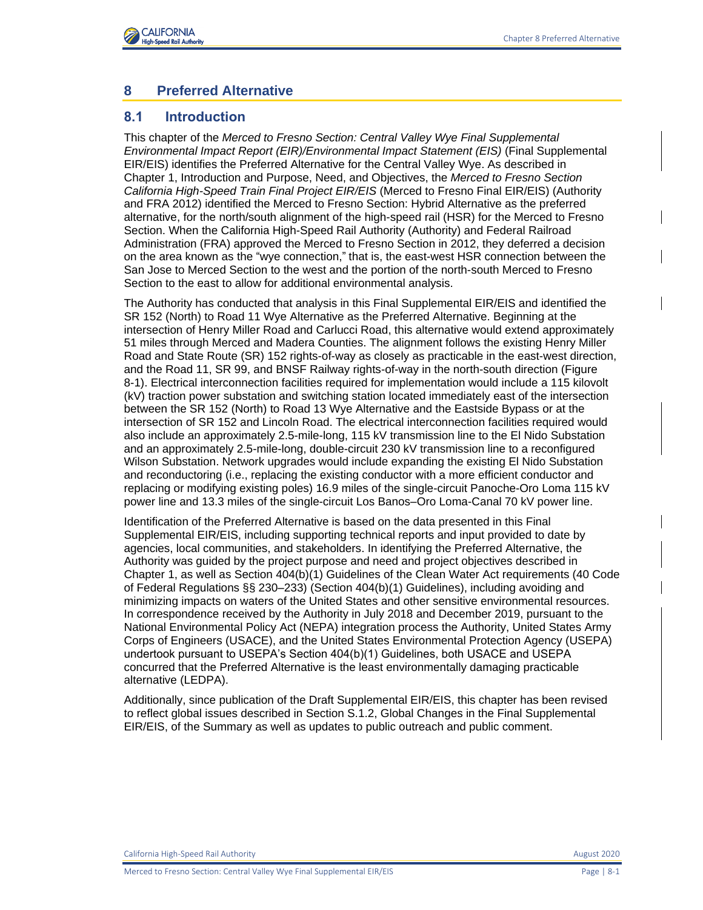# 8 Preferred Alternative

## 8.1 Introduction

This chapter of the *Merced to Fresno Section: Central Valley Wye Final Supplemental Environmental Impact Report (EIR)/Environmental Impact Statement (EIS)* (Final Supplemental EIR/EIS) identifies the Preferred Alternative for the Central Valley Wye. As described in Chapter 1, Introduction and Purpose, Need, and Objectives, the *Merced to Fresno Section California High-Speed Train Final Project EIR/EIS* (Merced to Fresno Final EIR/EIS) (Authority and FRA 2012) identified the Merced to Fresno Section: Hybrid Alternative as the preferred alternative, for the north/south alignment of the high-speed rail (HSR) for the Merced to Fresno Section. When the California High-Speed Rail Authority (Authority) and Federal Railroad Administration (FRA) approved the Merced to Fresno Section in 2012, they deferred a decision on the area known as the "wye connection," that is, the east-west HSR connection between the San Jose to Merced Section to the west and the portion of the north-south Merced to Fresno Section to the east to allow for additional environmental analysis.

The Authority has conducted that analysis in this Final Supplemental EIR/EIS and identified the SR 152 (North) to Road 11 Wye Alternative as the Preferred Alternative. Beginning at the intersection of Henry Miller Road and Carlucci Road, this alternative would extend approximately 51 miles through Merced and Madera Counties. The alignment follows the existing Henry Miller Road and State Route (SR) 152 rights-of-way as closely as practicable in the east-west direction, and the Road 11, SR 99, and BNSF Railway rights-of-way in the north-south direction (Figure 8-1). Electrical interconnection facilities required for implementation would include a 115 kilovolt (kV) traction power substation and switching station located immediately east of the intersection between the SR 152 (North) to Road 13 Wye Alternative and the Eastside Bypass or at the intersection of SR 152 and Lincoln Road. The electrical interconnection facilities required would also include an approximately 2.5-mile-long, 115 kV transmission line to the El Nido Substation and an approximately 2.5-mile-long, double-circuit 230 kV transmission line to a reconfigured Wilson Substation. Network upgrades would include expanding the existing El Nido Substation and reconductoring (i.e., replacing the existing conductor with a more efficient conductor and replacing or modifying existing poles) 16.9 miles of the single-circuit Panoche-Oro Loma 115 kV power line and 13.3 miles of the single-circuit Los Banos–Oro Loma-Canal 70 kV power line.

Identification of the Preferred Alternative is based on the data presented in this Final Supplemental EIR/EIS, including supporting technical reports and input provided to date by agencies, local communities, and stakeholders. In identifying the Preferred Alternative, the Authority was guided by the project purpose and need and project objectives described in Chapter 1, as well as Section 404(b)(1) Guidelines of the Clean Water Act requirements (40 Code of Federal Regulations §§ 230–233) (Section 404(b)(1) Guidelines), including avoiding and minimizing impacts on waters of the United States and other sensitive environmental resources. In correspondence received by the Authority in July 2018 and December 2019, pursuant to the National Environmental Policy Act (NEPA) integration process the Authority, United States Army Corps of Engineers (USACE), and the United States Environmental Protection Agency (USEPA) undertook pursuant to USEPA's Section 404(b)(1) Guidelines, both USACE and USEPA concurred that the Preferred Alternative is the least environmentally damaging practicable alternative (LEDPA).

Additionally, since publication of the Draft Supplemental EIR/EIS, this chapter has been revised to reflect global issues described in Section S.1.2, Global Changes in the Final Supplemental EIR/EIS, of the Summary as well as updates to public outreach and public comment.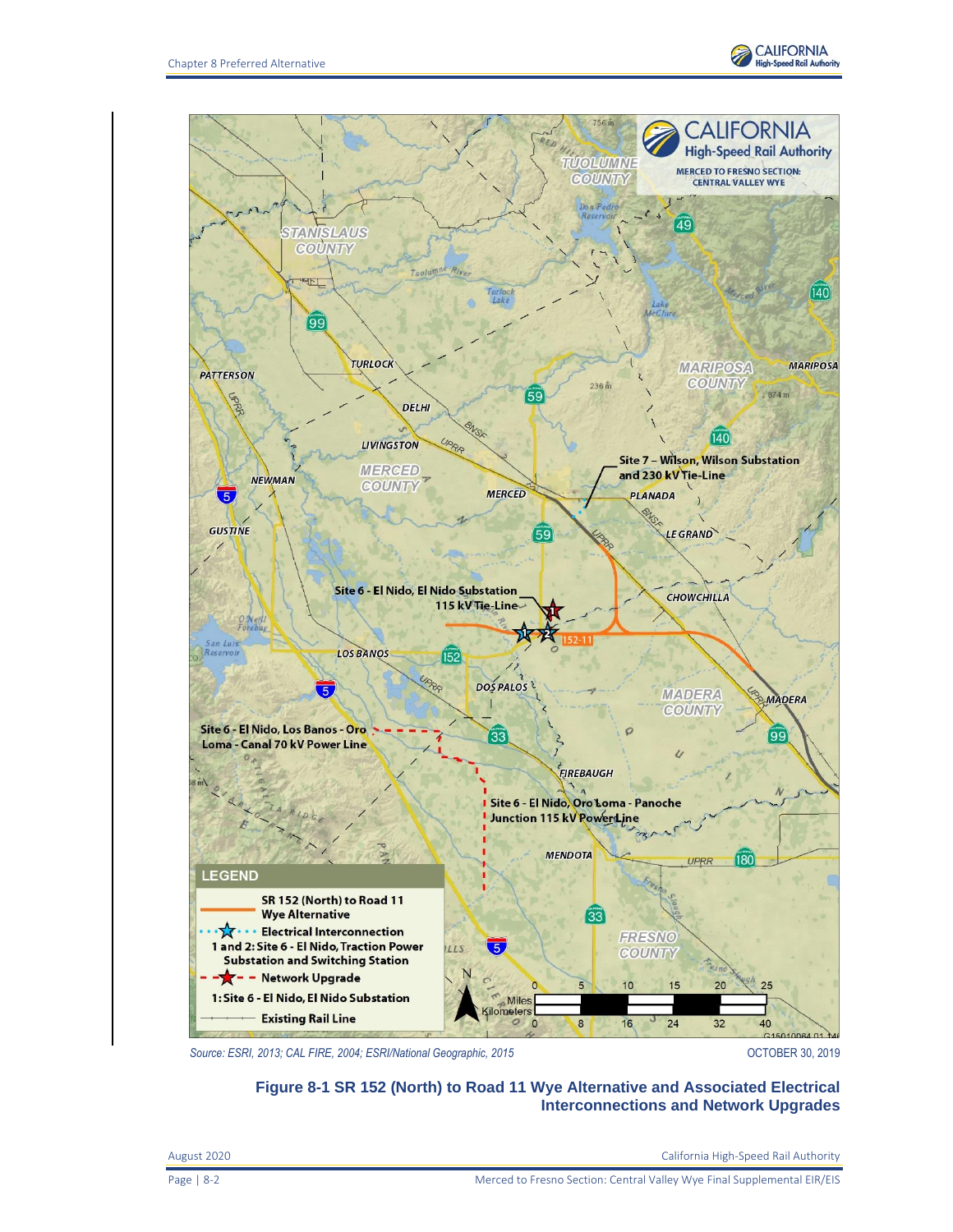Source: ESRI, 2013; CAL FIRE, 2004; ESRI/National Geographic, 2015

OCTOBER 30, 2019

**Figure 8-1 SR 152 (North) to Road 11 Wye Alternative and Associated Electrical Interconnections and Network Upgrades**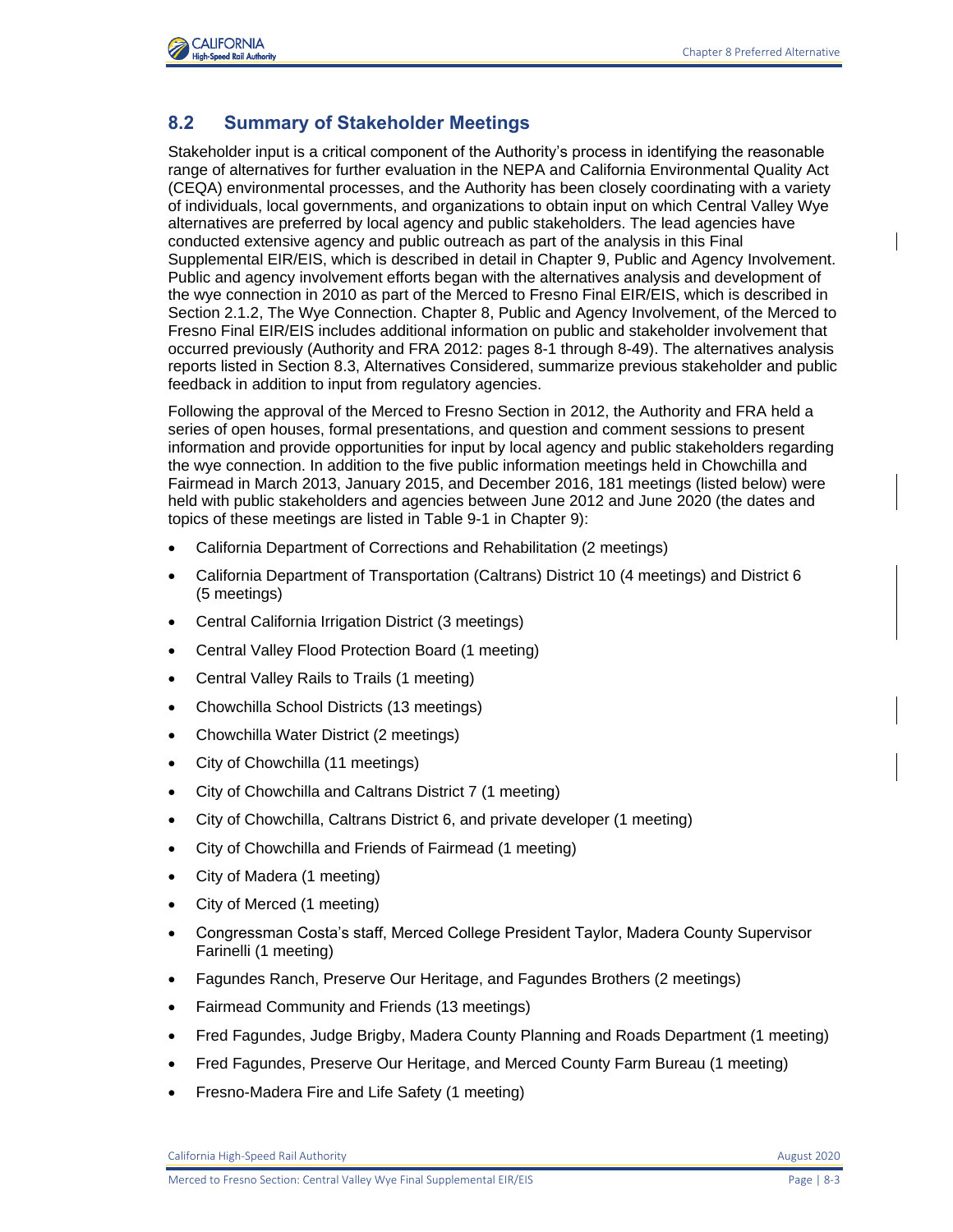## 8.2 Summary of Stakeholder Meetings

Stakeholder input is a critical component of the Authority's process in identifying the reasonable range of alternatives for further evaluation in the NEPA and California Environmental Quality Act (CEQA) environmental processes, and the Authority has been closely coordinating with a variety of individuals, local governments, and organizations to obtain input on which Central Valley Wye alternatives are preferred by local agency and public stakeholders. The lead agencies have conducted extensive agency and public outreach as part of the analysis in this Final Supplemental EIR/EIS, which is described in detail in Chapter 9, Public and Agency Involvement. Public and agency involvement efforts began with the alternatives analysis and development of the wye connection in 2010 as part of the Merced to Fresno Final EIR/EIS, which is described in Section 2.1.2, The Wye Connection. Chapter 8, Public and Agency Involvement, of the Merced to Fresno Final EIR/EIS includes additional information on public and stakeholder involvement that occurred previously (Authority and FRA 2012: pages 8-1 through 8-49). The alternatives analysis reports listed in Section 8.3, Alternatives Considered, summarize previous stakeholder and public feedback in addition to input from regulatory agencies.

Following the approval of the Merced to Fresno Section in 2012, the Authority and FRA held a series of open houses, formal presentations, and question and comment sessions to present information and provide opportunities for input by local agency and public stakeholders regarding the wye connection. In addition to the five public information meetings held in Chowchilla and Fairmead in March 2013, January 2015, and December 2016, 181 meetings (listed below) were held with public stakeholders and agencies between June 2012 and June 2020 (the dates and topics of these meetings are listed in Table 9-1 in Chapter 9):

- California Department of Corrections and Rehabilitation (2 meetings)
- California Department of Transportation (Caltrans) District 10 (4 meetings) and District 6 (5 meetings)
- Central California Irrigation District (3 meetings)
- Central Valley Flood Protection Board (1 meeting)
- Central Valley Rails to Trails (1 meeting)
- Chowchilla School Districts (13 meetings)
- Chowchilla Water District (2 meetings)
- City of Chowchilla (11 meetings)
- City of Chowchilla and Caltrans District 7 (1 meeting)
- City of Chowchilla, Caltrans District 6, and private developer (1 meeting)
- City of Chowchilla and Friends of Fairmead (1 meeting)
- City of Madera (1 meeting)
- City of Merced (1 meeting)
- Congressman Costa's staff, Merced College President Taylor, Madera County Supervisor Farinelli (1 meeting)
- Fagundes Ranch, Preserve Our Heritage, and Fagundes Brothers (2 meetings)
- Fairmead Community and Friends (13 meetings)
- Fred Fagundes, Judge Brigby, Madera County Planning and Roads Department (1 meeting)
- Fred Fagundes, Preserve Our Heritage, and Merced County Farm Bureau (1 meeting)
- Fresno-Madera Fire and Life Safety (1 meeting)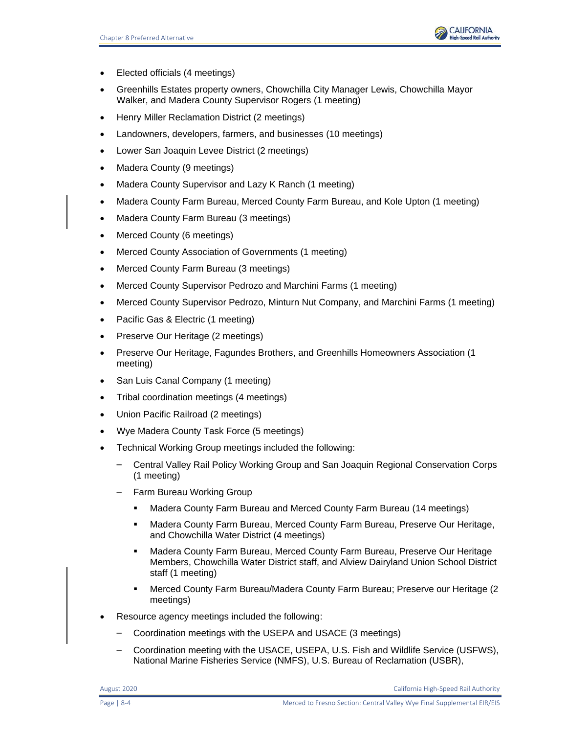- Elected officials (4 meetings)
- Greenhills Estates property owners, Chowchilla City Manager Lewis, Chowchilla Mayor Walker, and Madera County Supervisor Rogers (1 meeting)
- Henry Miller Reclamation District (2 meetings)
- Landowners, developers, farmers, and businesses (10 meetings)
- Lower San Joaquin Levee District (2 meetings)
- Madera County (9 meetings)
- Madera County Supervisor and Lazy K Ranch (1 meeting)
- Madera County Farm Bureau, Merced County Farm Bureau, and Kole Upton (1 meeting)
- Madera County Farm Bureau (3 meetings)
- Merced County (6 meetings)
- Merced County Association of Governments (1 meeting)
- Merced County Farm Bureau (3 meetings)
- Merced County Supervisor Pedrozo and Marchini Farms (1 meeting)
- Merced County Supervisor Pedrozo, Minturn Nut Company, and Marchini Farms (1 meeting)
- Pacific Gas & Electric (1 meeting)
- Preserve Our Heritage (2 meetings)
- Preserve Our Heritage, Fagundes Brothers, and Greenhills Homeowners Association (1 meeting)
- San Luis Canal Company (1 meeting)
- Tribal coordination meetings (4 meetings)
- Union Pacific Railroad (2 meetings)
- Wye Madera County Task Force (5 meetings)
- Technical Working Group meetings included the following:
  - Central Valley Rail Policy Working Group and San Joaquin Regional Conservation Corps (1 meeting)
  - Farm Bureau Working Group
    - Madera County Farm Bureau and Merced County Farm Bureau (14 meetings)
    - Madera County Farm Bureau, Merced County Farm Bureau, Preserve Our Heritage, and Chowchilla Water District (4 meetings)
    - Madera County Farm Bureau, Merced County Farm Bureau, Preserve Our Heritage Members, Chowchilla Water District staff, and Alview Dairyland Union School District staff (1 meeting)
    - Merced County Farm Bureau/Madera County Farm Bureau; Preserve our Heritage (2 meetings)
- Resource agency meetings included the following:
  - Coordination meetings with the USEPA and USACE (3 meetings)
  - Coordination meeting with the USACE, USEPA, U.S. Fish and Wildlife Service (USFWS), National Marine Fisheries Service (NMFS), U.S. Bureau of Reclamation (USBR),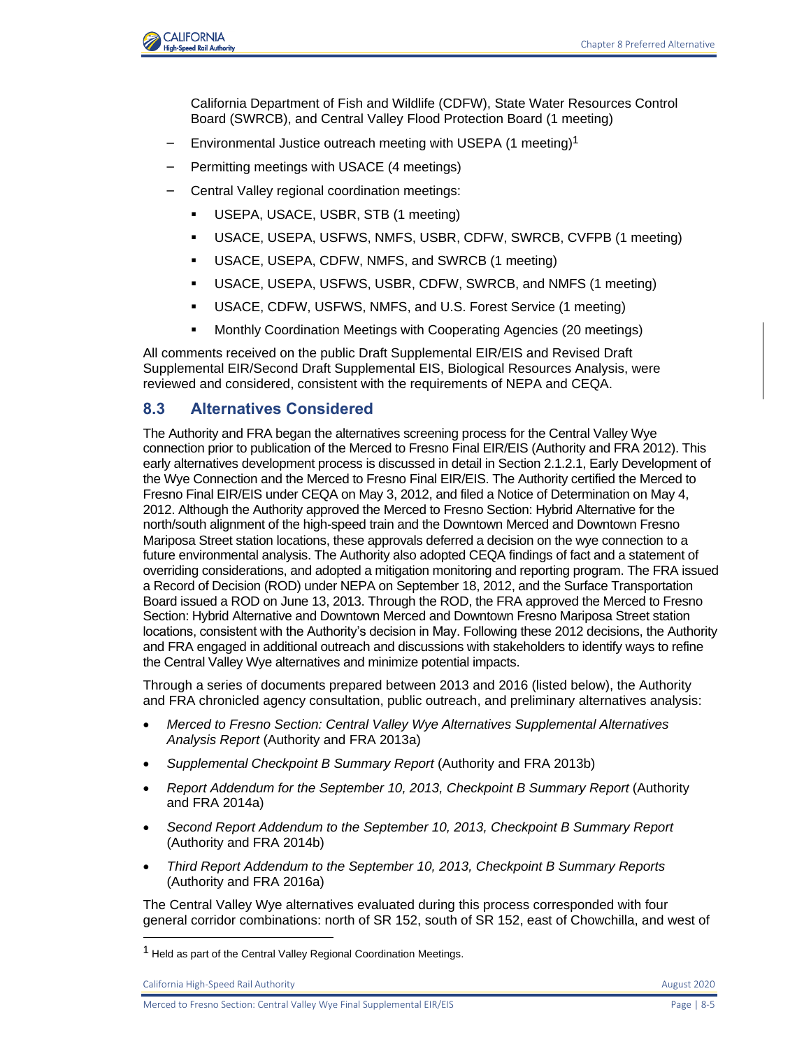California Department of Fish and Wildlife (CDFW), State Water Resources Control Board (SWRCB), and Central Valley Flood Protection Board (1 meeting)

- Environmental Justice outreach meeting with USEPA (1 meeting)[1]
- Permitting meetings with USACE (4 meetings)
- Central Valley regional coordination meetings:
  - USEPA, USACE, USBR, STB (1 meeting)
  - USACE, USEPA, USFWS, NMFS, USBR, CDFW, SWRCB, CVFPB (1 meeting)
  - USACE, USEPA, CDFW, NMFS, and SWRCB (1 meeting)
  - USACE, USEPA, USFWS, USBR, CDFW, SWRCB, and NMFS (1 meeting)
  - USACE, CDFW, USFWS, NMFS, and U.S. Forest Service (1 meeting)
  - Monthly Coordination Meetings with Cooperating Agencies (20 meetings)

All comments received on the public Draft Supplemental EIR/EIS and Revised Draft Supplemental EIR/Second Draft Supplemental EIS, Biological Resources Analysis, were reviewed and considered, consistent with the requirements of NEPA and CEQA.

## 8.3 Alternatives Considered

The Authority and FRA began the alternatives screening process for the Central Valley Wye connection prior to publication of the Merced to Fresno Final EIR/EIS (Authority and FRA 2012). This early alternatives development process is discussed in detail in Section 2.1.2.1, Early Development of the Wye Connection and the Merced to Fresno Final EIR/EIS. The Authority certified the Merced to Fresno Final EIR/EIS under CEQA on May 3, 2012, and filed a Notice of Determination on May 4, 2012. Although the Authority approved the Merced to Fresno Section: Hybrid Alternative for the north/south alignment of the high-speed train and the Downtown Merced and Downtown Fresno Mariposa Street station locations, these approvals deferred a decision on the wye connection to a future environmental analysis. The Authority also adopted CEQA findings of fact and a statement of overriding considerations, and adopted a mitigation monitoring and reporting program. The FRA issued a Record of Decision (ROD) under NEPA on September 18, 2012, and the Surface Transportation Board issued a ROD on June 13, 2013. Through the ROD, the FRA approved the Merced to Fresno Section: Hybrid Alternative and Downtown Merced and Downtown Fresno Mariposa Street station locations, consistent with the Authority's decision in May. Following these 2012 decisions, the Authority and FRA engaged in additional outreach and discussions with stakeholders to identify ways to refine the Central Valley Wye alternatives and minimize potential impacts.

Through a series of documents prepared between 2013 and 2016 (listed below), the Authority and FRA chronicled agency consultation, public outreach, and preliminary alternatives analysis:

- *Merced to Fresno Section: Central Valley Wye Alternatives Supplemental Alternatives Analysis Report* (Authority and FRA 2013a)
- *Supplemental Checkpoint B Summary Report* (Authority and FRA 2013b)
- *Report Addendum for the September 10, 2013, Checkpoint B Summary Report* (Authority and FRA 2014a)
- *Second Report Addendum to the September 10, 2013, Checkpoint B Summary Report* (Authority and FRA 2014b)
- *Third Report Addendum to the September 10, 2013, Checkpoint B Summary Reports* (Authority and FRA 2016a)

The Central Valley Wye alternatives evaluated during this process corresponded with four general corridor combinations: north of SR 152, south of SR 152, east of Chowchilla, and west of

[1] Held as part of the Central Valley Regional Coordination Meetings.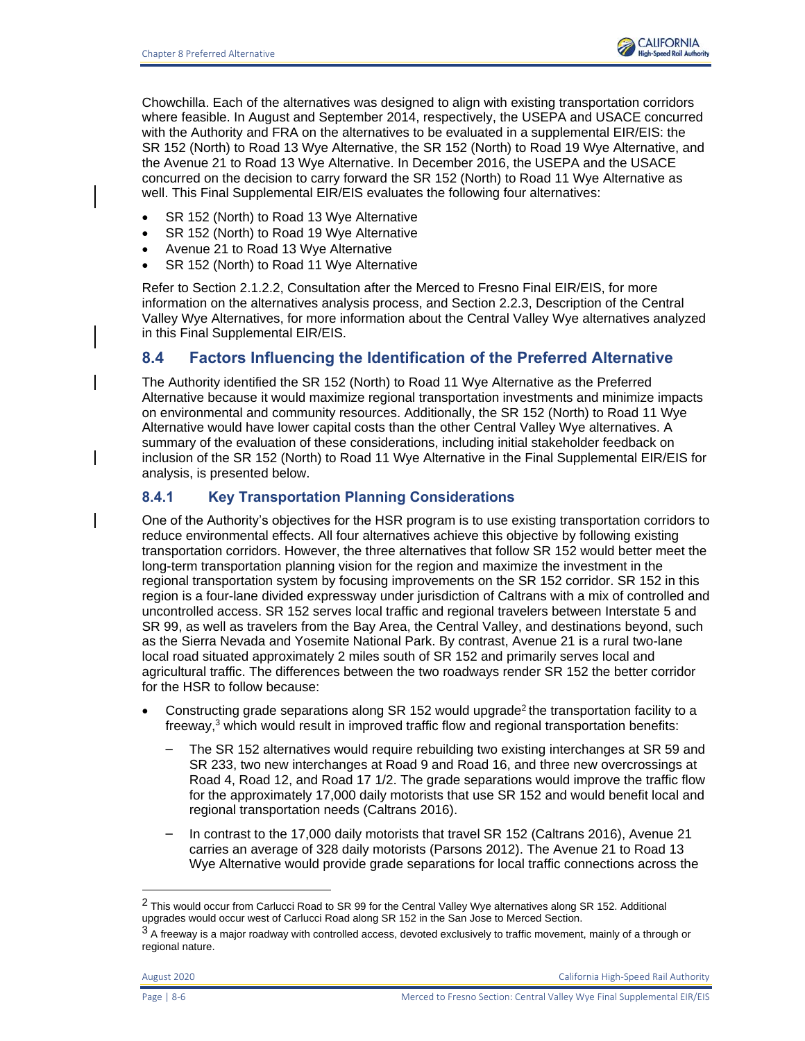Chowchilla. Each of the alternatives was designed to align with existing transportation corridors where feasible. In August and September 2014, respectively, the USEPA and USACE concurred with the Authority and FRA on the alternatives to be evaluated in a supplemental EIR/EIS: the SR 152 (North) to Road 13 Wye Alternative, the SR 152 (North) to Road 19 Wye Alternative, and the Avenue 21 to Road 13 Wye Alternative. In December 2016, the USEPA and the USACE concurred on the decision to carry forward the SR 152 (North) to Road 11 Wye Alternative as well. This Final Supplemental EIR/EIS evaluates the following four alternatives:

- SR 152 (North) to Road 13 Wye Alternative
- SR 152 (North) to Road 19 Wye Alternative
- Avenue 21 to Road 13 Wye Alternative
- SR 152 (North) to Road 11 Wye Alternative

Refer to Section 2.1.2.2, Consultation after the Merced to Fresno Final EIR/EIS, for more information on the alternatives analysis process, and Section 2.2.3, Description of the Central Valley Wye Alternatives, for more information about the Central Valley Wye alternatives analyzed in this Final Supplemental EIR/EIS.

## 8.4 Factors Influencing the Identification of the Preferred Alternative

The Authority identified the SR 152 (North) to Road 11 Wye Alternative as the Preferred Alternative because it would maximize regional transportation investments and minimize impacts on environmental and community resources. Additionally, the SR 152 (North) to Road 11 Wye Alternative would have lower capital costs than the other Central Valley Wye alternatives. A summary of the evaluation of these considerations, including initial stakeholder feedback on inclusion of the SR 152 (North) to Road 11 Wye Alternative in the Final Supplemental EIR/EIS for analysis, is presented below.

### 8.4.1 Key Transportation Planning Considerations

One of the Authority's objectives for the HSR program is to use existing transportation corridors to reduce environmental effects. All four alternatives achieve this objective by following existing transportation corridors. However, the three alternatives that follow SR 152 would better meet the long-term transportation planning vision for the region and maximize the investment in the regional transportation system by focusing improvements on the SR 152 corridor. SR 152 in this region is a four-lane divided expressway under jurisdiction of Caltrans with a mix of controlled and uncontrolled access. SR 152 serves local traffic and regional travelers between Interstate 5 and SR 99, as well as travelers from the Bay Area, the Central Valley, and destinations beyond, such as the Sierra Nevada and Yosemite National Park. By contrast, Avenue 21 is a rural two-lane local road situated approximately 2 miles south of SR 152 and primarily serves local and agricultural traffic. The differences between the two roadways render SR 152 the better corridor for the HSR to follow because:

- Constructing grade separations along SR 152 would upgrade[2] the transportation facility to a freeway,[3] which would result in improved traffic flow and regional transportation benefits:
  - The SR 152 alternatives would require rebuilding two existing interchanges at SR 59 and SR 233, two new interchanges at Road 9 and Road 16, and three new overcrossings at Road 4, Road 12, and Road 17 1/2. The grade separations would improve the traffic flow for the approximately 17,000 daily motorists that use SR 152 and would benefit local and regional transportation needs (Caltrans 2016).
  - In contrast to the 17,000 daily motorists that travel SR 152 (Caltrans 2016), Avenue 21 carries an average of 328 daily motorists (Parsons 2012). The Avenue 21 to Road 13 Wye Alternative would provide grade separations for local traffic connections across the

---

[2] This would occur from Carlucci Road to SR 99 for the Central Valley Wye alternatives along SR 152. Additional upgrades would occur west of Carlucci Road along SR 152 in the San Jose to Merced Section.

[3] A freeway is a major roadway with controlled access, devoted exclusively to traffic movement, mainly of a through or regional nature.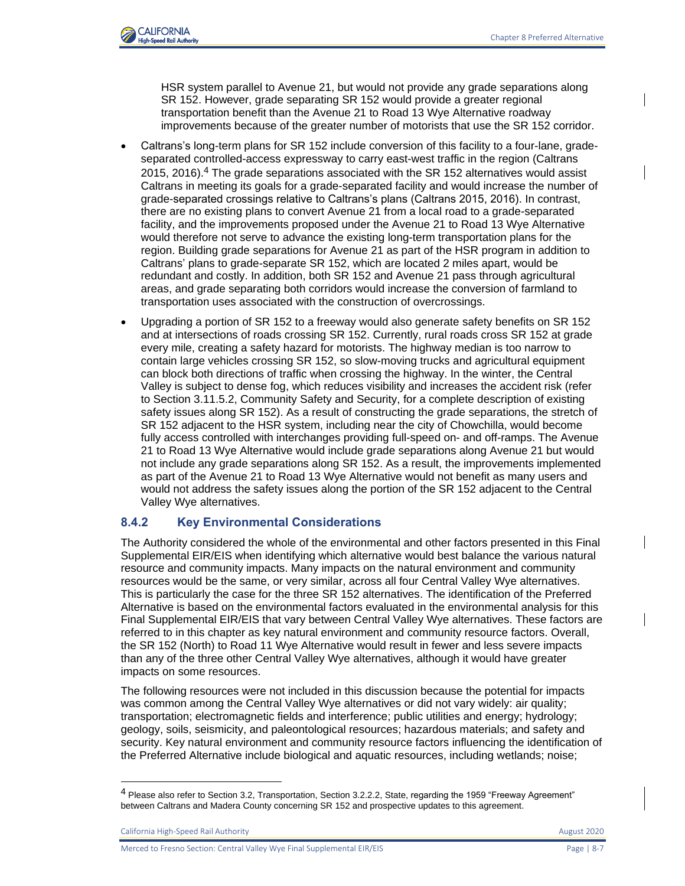HSR system parallel to Avenue 21, but would not provide any grade separations along SR 152. However, grade separating SR 152 would provide a greater regional transportation benefit than the Avenue 21 to Road 13 Wye Alternative roadway improvements because of the greater number of motorists that use the SR 152 corridor.

- Caltrans's long-term plans for SR 152 include conversion of this facility to a four-lane, grade-separated controlled-access expressway to carry east-west traffic in the region (Caltrans 2015, 2016).[4] The grade separations associated with the SR 152 alternatives would assist Caltrans in meeting its goals for a grade-separated facility and would increase the number of grade-separated crossings relative to Caltrans's plans (Caltrans 2015, 2016). In contrast, there are no existing plans to convert Avenue 21 from a local road to a grade-separated facility, and the improvements proposed under the Avenue 21 to Road 13 Wye Alternative would therefore not serve to advance the existing long-term transportation plans for the region. Building grade separations for Avenue 21 as part of the HSR program in addition to Caltrans' plans to grade-separate SR 152, which are located 2 miles apart, would be redundant and costly. In addition, both SR 152 and Avenue 21 pass through agricultural areas, and grade separating both corridors would increase the conversion of farmland to transportation uses associated with the construction of overcrossings.
- Upgrading a portion of SR 152 to a freeway would also generate safety benefits on SR 152 and at intersections of roads crossing SR 152. Currently, rural roads cross SR 152 at grade every mile, creating a safety hazard for motorists. The highway median is too narrow to contain large vehicles crossing SR 152, so slow-moving trucks and agricultural equipment can block both directions of traffic when crossing the highway. In the winter, the Central Valley is subject to dense fog, which reduces visibility and increases the accident risk (refer to Section 3.11.5.2, Community Safety and Security, for a complete description of existing safety issues along SR 152). As a result of constructing the grade separations, the stretch of SR 152 adjacent to the HSR system, including near the city of Chowchilla, would become fully access controlled with interchanges providing full-speed on- and off-ramps. The Avenue 21 to Road 13 Wye Alternative would include grade separations along Avenue 21 but would not include any grade separations along SR 152. As a result, the improvements implemented as part of the Avenue 21 to Road 13 Wye Alternative would not benefit as many users and would not address the safety issues along the portion of the SR 152 adjacent to the Central Valley Wye alternatives.

### 8.4.2 Key Environmental Considerations

The Authority considered the whole of the environmental and other factors presented in this Final Supplemental EIR/EIS when identifying which alternative would best balance the various natural resource and community impacts. Many impacts on the natural environment and community resources would be the same, or very similar, across all four Central Valley Wye alternatives. This is particularly the case for the three SR 152 alternatives. The identification of the Preferred Alternative is based on the environmental factors evaluated in the environmental analysis for this Final Supplemental EIR/EIS that vary between Central Valley Wye alternatives. These factors are referred to in this chapter as key natural environment and community resource factors. Overall, the SR 152 (North) to Road 11 Wye Alternative would result in fewer and less severe impacts than any of the three other Central Valley Wye alternatives, although it would have greater impacts on some resources.

The following resources were not included in this discussion because the potential for impacts was common among the Central Valley Wye alternatives or did not vary widely: air quality; transportation; electromagnetic fields and interference; public utilities and energy; hydrology; geology, soils, seismicity, and paleontological resources; hazardous materials; and safety and security. Key natural environment and community resource factors influencing the identification of the Preferred Alternative include biological and aquatic resources, including wetlands; noise;

[4] Please also refer to Section 3.2, Transportation, Section 3.2.2.2, State, regarding the 1959 "Freeway Agreement" between Caltrans and Madera County concerning SR 152 and prospective updates to this agreement.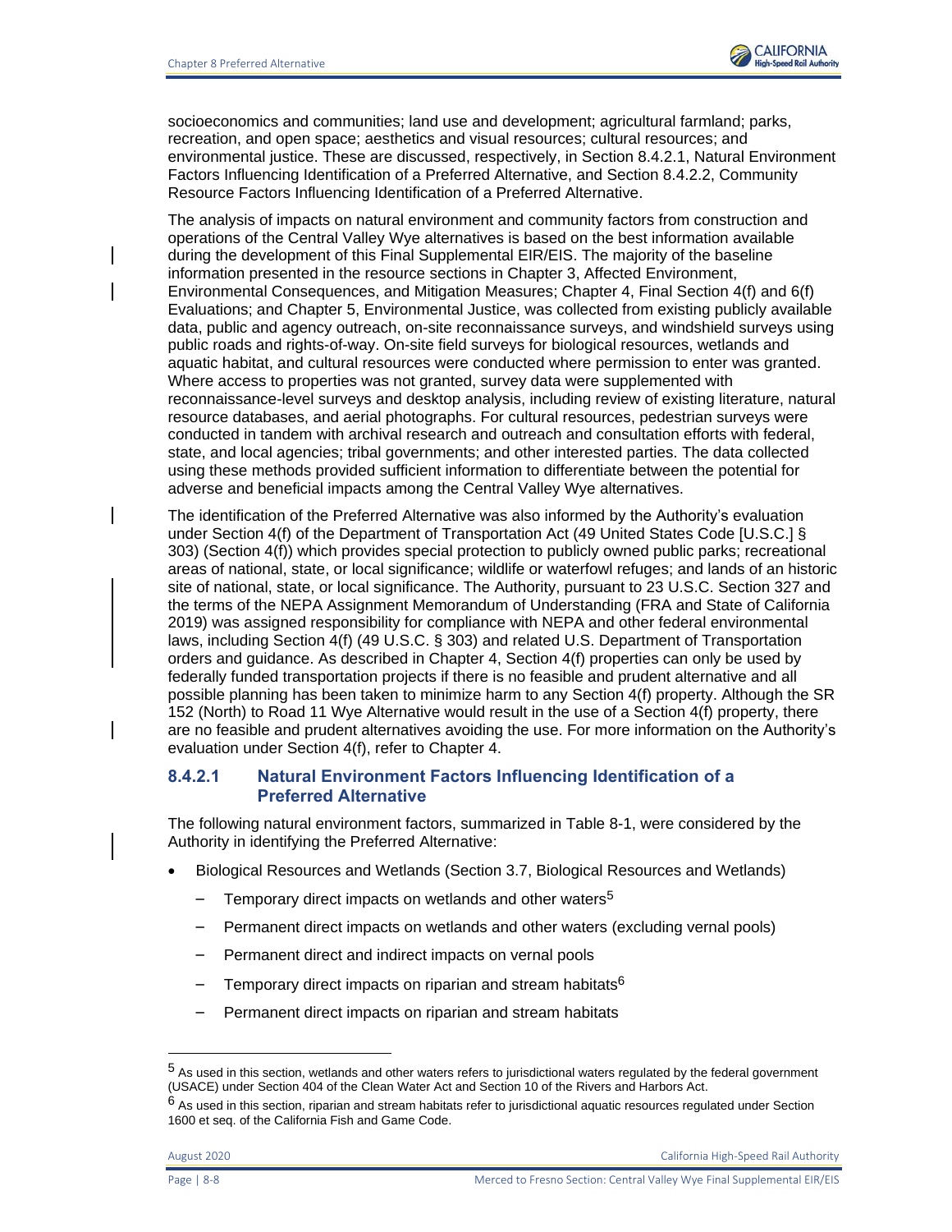socioeconomics and communities; land use and development; agricultural farmland; parks, recreation, and open space; aesthetics and visual resources; cultural resources; and environmental justice. These are discussed, respectively, in Section 8.4.2.1, Natural Environment Factors Influencing Identification of a Preferred Alternative, and Section 8.4.2.2, Community Resource Factors Influencing Identification of a Preferred Alternative.

The analysis of impacts on natural environment and community factors from construction and operations of the Central Valley Wye alternatives is based on the best information available during the development of this Final Supplemental EIR/EIS. The majority of the baseline information presented in the resource sections in Chapter 3, Affected Environment, Environmental Consequences, and Mitigation Measures; Chapter 4, Final Section 4(f) and 6(f) Evaluations; and Chapter 5, Environmental Justice, was collected from existing publicly available data, public and agency outreach, on-site reconnaissance surveys, and windshield surveys using public roads and rights-of-way. On-site field surveys for biological resources, wetlands and aquatic habitat, and cultural resources were conducted where permission to enter was granted. Where access to properties was not granted, survey data were supplemented with reconnaissance-level surveys and desktop analysis, including review of existing literature, natural resource databases, and aerial photographs. For cultural resources, pedestrian surveys were conducted in tandem with archival research and outreach and consultation efforts with federal, state, and local agencies; tribal governments; and other interested parties. The data collected using these methods provided sufficient information to differentiate between the potential for adverse and beneficial impacts among the Central Valley Wye alternatives.

The identification of the Preferred Alternative was also informed by the Authority's evaluation under Section 4(f) of the Department of Transportation Act (49 United States Code [U.S.C.] § 303) (Section 4(f)) which provides special protection to publicly owned public parks; recreational areas of national, state, or local significance; wildlife or waterfowl refuges; and lands of an historic site of national, state, or local significance. The Authority, pursuant to 23 U.S.C. Section 327 and the terms of the NEPA Assignment Memorandum of Understanding (FRA and State of California 2019) was assigned responsibility for compliance with NEPA and other federal environmental laws, including Section 4(f) (49 U.S.C. § 303) and related U.S. Department of Transportation orders and guidance. As described in Chapter 4, Section 4(f) properties can only be used by federally funded transportation projects if there is no feasible and prudent alternative and all possible planning has been taken to minimize harm to any Section 4(f) property. Although the SR 152 (North) to Road 11 Wye Alternative would result in the use of a Section 4(f) property, there are no feasible and prudent alternatives avoiding the use. For more information on the Authority's evaluation under Section 4(f), refer to Chapter 4.

#### 8.4.2.1 Natural Environment Factors Influencing Identification of a Preferred Alternative

The following natural environment factors, summarized in Table 8-1, were considered by the Authority in identifying the Preferred Alternative:

- Biological Resources and Wetlands (Section 3.7, Biological Resources and Wetlands)
  - Temporary direct impacts on wetlands and other waters[5]
  - Permanent direct impacts on wetlands and other waters (excluding vernal pools)
  - Permanent direct and indirect impacts on vernal pools
  - Temporary direct impacts on riparian and stream habitats[6]
  - Permanent direct impacts on riparian and stream habitats

[5] As used in this section, wetlands and other waters refers to jurisdictional waters regulated by the federal government (USACE) under Section 404 of the Clean Water Act and Section 10 of the Rivers and Harbors Act.

[6] As used in this section, riparian and stream habitats refer to jurisdictional aquatic resources regulated under Section 1600 et seq. of the California Fish and Game Code.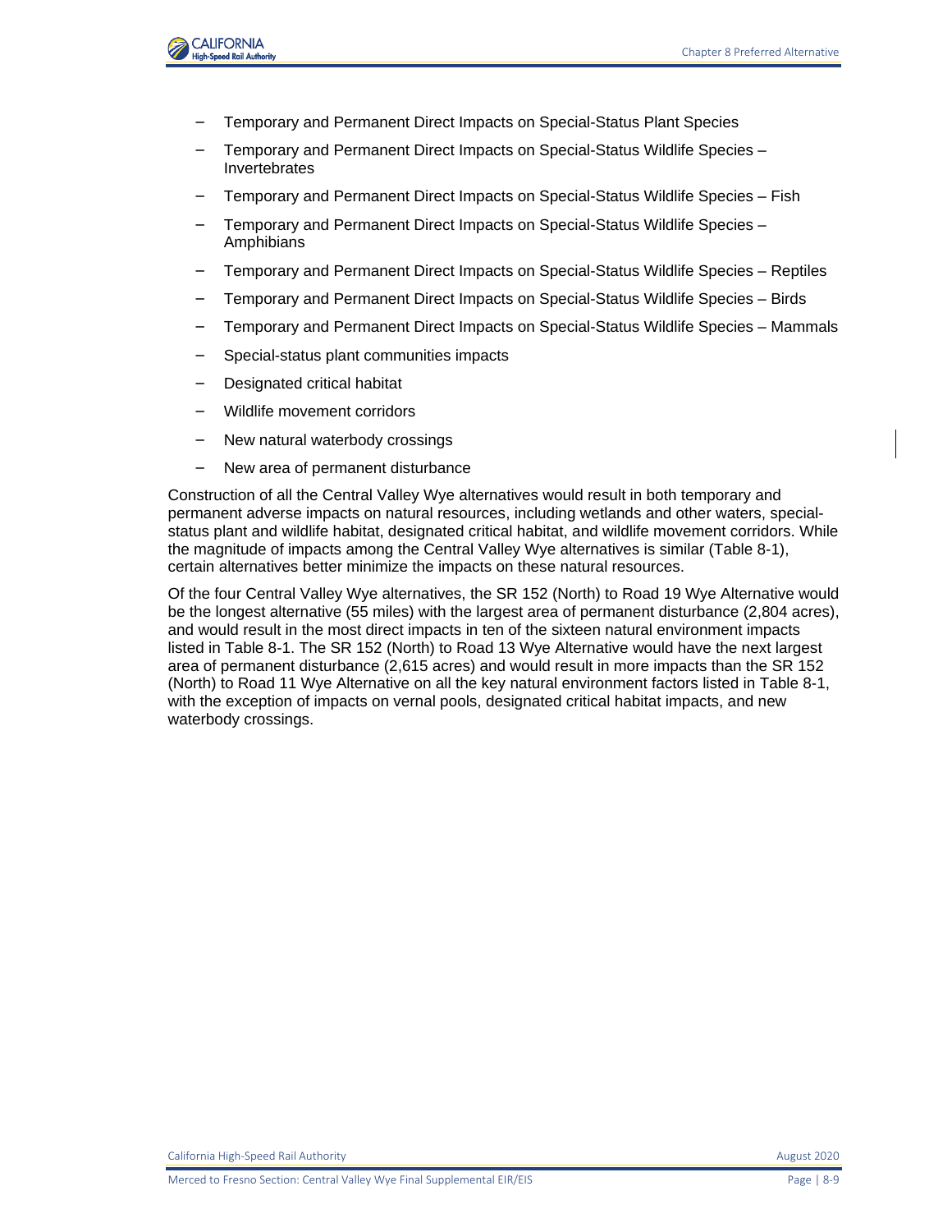- Temporary and Permanent Direct Impacts on Special-Status Plant Species
- Temporary and Permanent Direct Impacts on Special-Status Wildlife Species – Invertebrates
- Temporary and Permanent Direct Impacts on Special-Status Wildlife Species – Fish
- Temporary and Permanent Direct Impacts on Special-Status Wildlife Species – Amphibians
- Temporary and Permanent Direct Impacts on Special-Status Wildlife Species – Reptiles
- Temporary and Permanent Direct Impacts on Special-Status Wildlife Species – Birds
- Temporary and Permanent Direct Impacts on Special-Status Wildlife Species – Mammals
- Special-status plant communities impacts
- Designated critical habitat
- Wildlife movement corridors
- New natural waterbody crossings
- New area of permanent disturbance

Construction of all the Central Valley Wye alternatives would result in both temporary and permanent adverse impacts on natural resources, including wetlands and other waters, special-status plant and wildlife habitat, designated critical habitat, and wildlife movement corridors. While the magnitude of impacts among the Central Valley Wye alternatives is similar (Table 8-1), certain alternatives better minimize the impacts on these natural resources.

Of the four Central Valley Wye alternatives, the SR 152 (North) to Road 19 Wye Alternative would be the longest alternative (55 miles) with the largest area of permanent disturbance (2,804 acres), and would result in the most direct impacts in ten of the sixteen natural environment impacts listed in Table 8-1. The SR 152 (North) to Road 13 Wye Alternative would have the next largest area of permanent disturbance (2,615 acres) and would result in more impacts than the SR 152 (North) to Road 11 Wye Alternative on all the key natural environment factors listed in Table 8-1, with the exception of impacts on vernal pools, designated critical habitat impacts, and new waterbody crossings.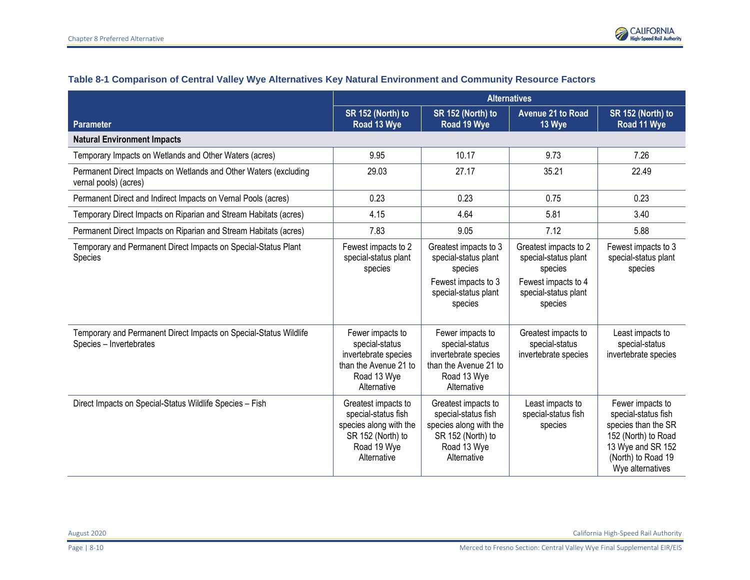**Table 8-1 Comparison of Central Valley Wye Alternatives Key Natural Environment and Community Resource Factors**

| Parameter | Alternatives | | | |
|---|---|---|---|---|
| | SR 152 (North) to Road 13 Wye | SR 152 (North) to Road 19 Wye | Avenue 21 to Road 13 Wye | SR 152 (North) to Road 11 Wye |
| **Natural Environment Impacts** | | | | |
| Temporary Impacts on Wetlands and Other Waters (acres) | 9.95 | 10.17 | 9.73 | 7.26 |
| Permanent Direct Impacts on Wetlands and Other Waters (excluding vernal pools) (acres) | 29.03 | 27.17 | 35.21 | 22.49 |
| Permanent Direct and Indirect Impacts on Vernal Pools (acres) | 0.23 | 0.23 | 0.75 | 0.23 |
| Temporary Direct Impacts on Riparian and Stream Habitats (acres) | 4.15 | 4.64 | 5.81 | 3.40 |
| Permanent Direct Impacts on Riparian and Stream Habitats (acres) | 7.83 | 9.05 | 7.12 | 5.88 |
| Temporary and Permanent Direct Impacts on Special-Status Plant Species | Fewest impacts to 2 special-status plant species | Greatest impacts to 3 special-status plant species<br>Fewest impacts to 3 special-status plant species | Greatest impacts to 2 special-status plant species<br>Fewest impacts to 4 special-status plant species | Fewest impacts to 3 special-status plant species |
| Temporary and Permanent Direct Impacts on Special-Status Wildlife Species – Invertebrates | Fewer impacts to special-status invertebrate species than the Avenue 21 to Road 13 Wye Alternative | Fewer impacts to special-status invertebrate species than the Avenue 21 to Road 13 Wye Alternative | Greatest impacts to special-status invertebrate species | Least impacts to special-status invertebrate species |
| Direct Impacts on Special-Status Wildlife Species – Fish | Greatest impacts to special-status fish species along with the SR 152 (North) to Road 19 Wye Alternative | Greatest impacts to special-status fish species along with the SR 152 (North) to Road 13 Wye Alternative | Least impacts to special-status fish species | Fewer impacts to special-status fish species than the SR 152 (North) to Road 13 Wye and SR 152 (North) to Road 19 Wye alternatives |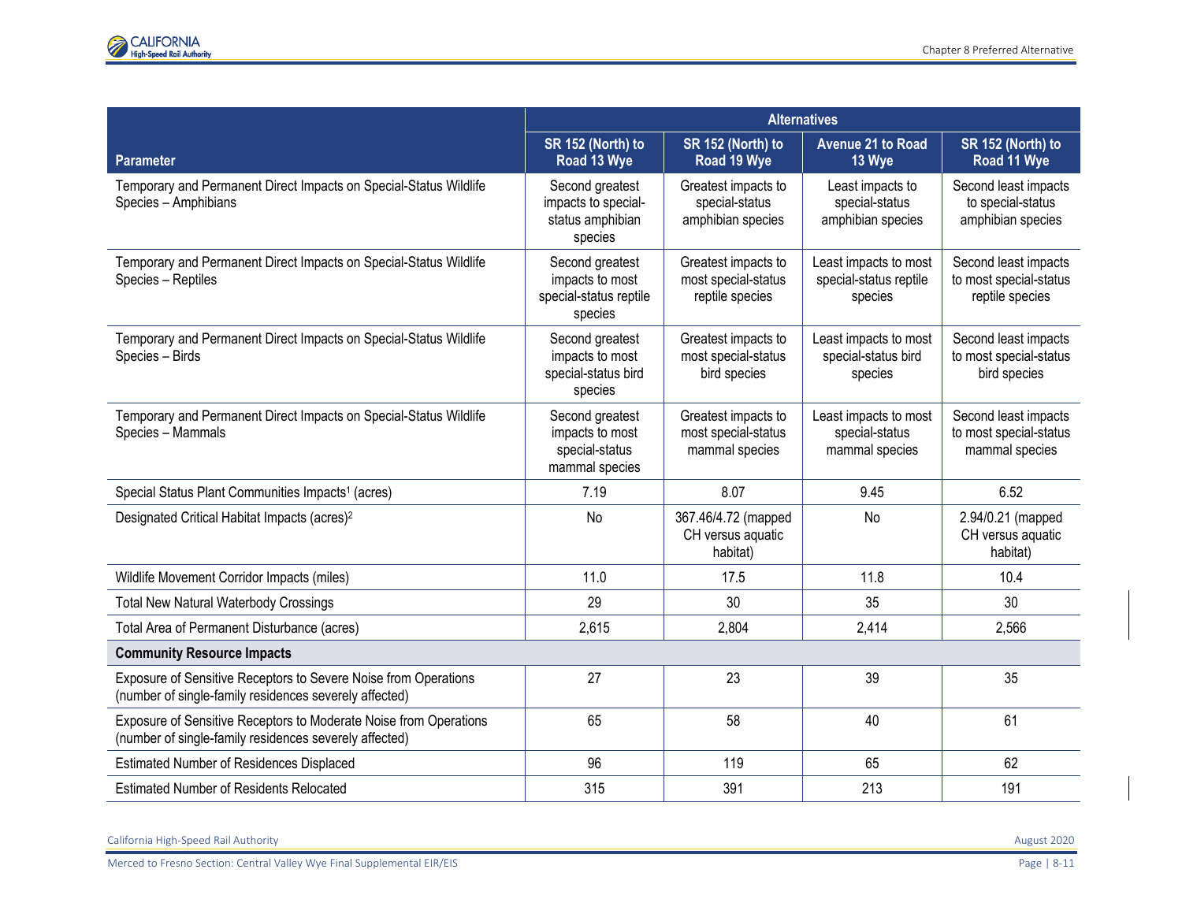| Parameter | Alternatives | | | |
|---|---|---|---|---|
| | SR 152 (North) to Road 13 Wye | SR 152 (North) to Road 19 Wye | Avenue 21 to Road 13 Wye | SR 152 (North) to Road 11 Wye |
| Temporary and Permanent Direct Impacts on Special-Status Wildlife Species – Amphibians | Second greatest impacts to special-status amphibian species | Greatest impacts to special-status amphibian species | Least impacts to special-status amphibian species | Second least impacts to special-status amphibian species |
| Temporary and Permanent Direct Impacts on Special-Status Wildlife Species – Reptiles | Second greatest impacts to most special-status reptile species | Greatest impacts to most special-status reptile species | Least impacts to most special-status reptile species | Second least impacts to most special-status reptile species |
| Temporary and Permanent Direct Impacts on Special-Status Wildlife Species – Birds | Second greatest impacts to most special-status bird species | Greatest impacts to most special-status bird species | Least impacts to most special-status bird species | Second least impacts to most special-status bird species |
| Temporary and Permanent Direct Impacts on Special-Status Wildlife Species – Mammals | Second greatest impacts to most special-status mammal species | Greatest impacts to most special-status mammal species | Least impacts to most special-status mammal species | Second least impacts to most special-status mammal species |
| Special Status Plant Communities Impacts[1] (acres) | 7.19 | 8.07 | 9.45 | 6.52 |
| Designated Critical Habitat Impacts (acres)[2] | No | 367.46/4.72 (mapped CH versus aquatic habitat) | No | 2.94/0.21 (mapped CH versus aquatic habitat) |
| Wildlife Movement Corridor Impacts (miles) | 11.0 | 17.5 | 11.8 | 10.4 |
| Total New Natural Waterbody Crossings | 29 | 30 | 35 | 30 |
| Total Area of Permanent Disturbance (acres) | 2,615 | 2,804 | 2,414 | 2,566 |
| **Community Resource Impacts** | | | | |
| Exposure of Sensitive Receptors to Severe Noise from Operations (number of single-family residences severely affected) | 27 | 23 | 39 | 35 |
| Exposure of Sensitive Receptors to Moderate Noise from Operations (number of single-family residences severely affected) | 65 | 58 | 40 | 61 |
| Estimated Number of Residences Displaced | 96 | 119 | 65 | 62 |
| Estimated Number of Residents Relocated | 315 | 391 | 213 | 191 |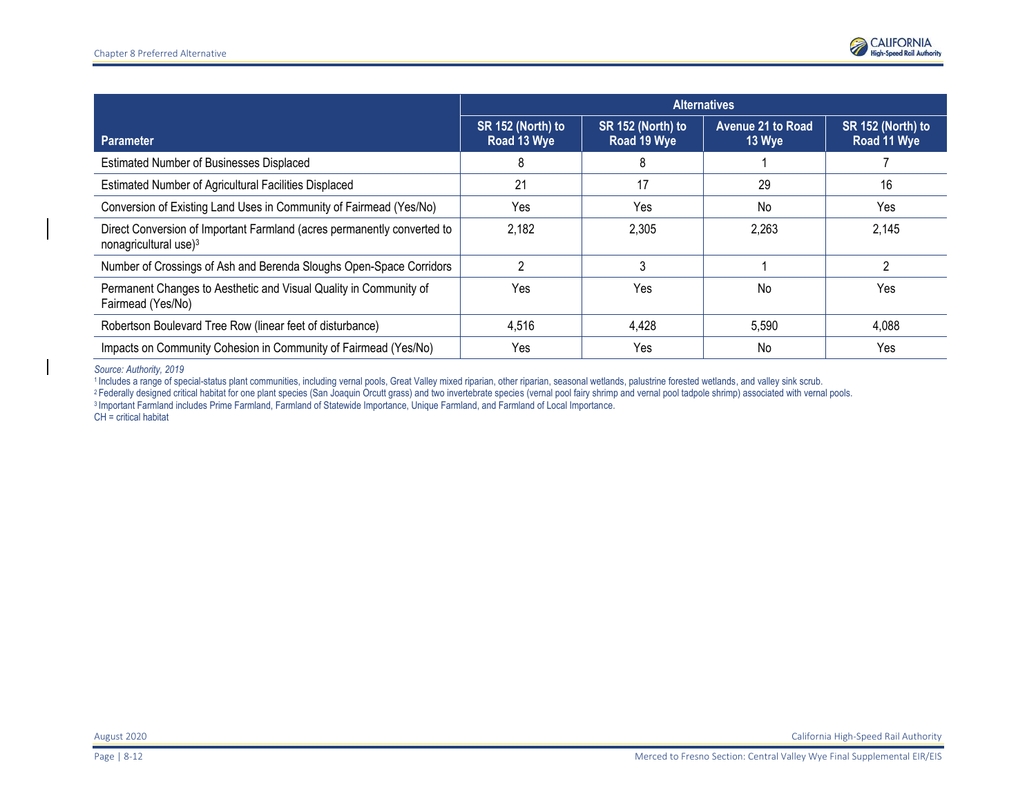| Parameter | Alternatives | | | |
|---|---|---|---|---|
| | SR 152 (North) to Road 13 Wye | SR 152 (North) to Road 19 Wye | Avenue 21 to Road 13 Wye | SR 152 (North) to Road 11 Wye |
| Estimated Number of Businesses Displaced | 8 | 8 | 1 | 7 |
| Estimated Number of Agricultural Facilities Displaced | 21 | 17 | 29 | 16 |
| Conversion of Existing Land Uses in Community of Fairmead (Yes/No) | Yes | Yes | No | Yes |
| Direct Conversion of Important Farmland (acres permanently converted to nonagricultural use)[3] | 2,182 | 2,305 | 2,263 | 2,145 |
| Number of Crossings of Ash and Berenda Sloughs Open-Space Corridors | 2 | 3 | 1 | 2 |
| Permanent Changes to Aesthetic and Visual Quality in Community of Fairmead (Yes/No) | Yes | Yes | No | Yes |
| Robertson Boulevard Tree Row (linear feet of disturbance) | 4,516 | 4,428 | 5,590 | 4,088 |
| Impacts on Community Cohesion in Community of Fairmead (Yes/No) | Yes | Yes | No | Yes |

*Source: Authority, 2019*

[1] Includes a range of special-status plant communities, including vernal pools, Great Valley mixed riparian, other riparian, seasonal wetlands, palustrine forested wetlands, and valley sink scrub.

[2] Federally designed critical habitat for one plant species (San Joaquin Orcutt grass) and two invertebrate species (vernal pool fairy shrimp and vernal pool tadpole shrimp) associated with vernal pools.

[3] Important Farmland includes Prime Farmland, Farmland of Statewide Importance, Unique Farmland, and Farmland of Local Importance.

CH = critical habitat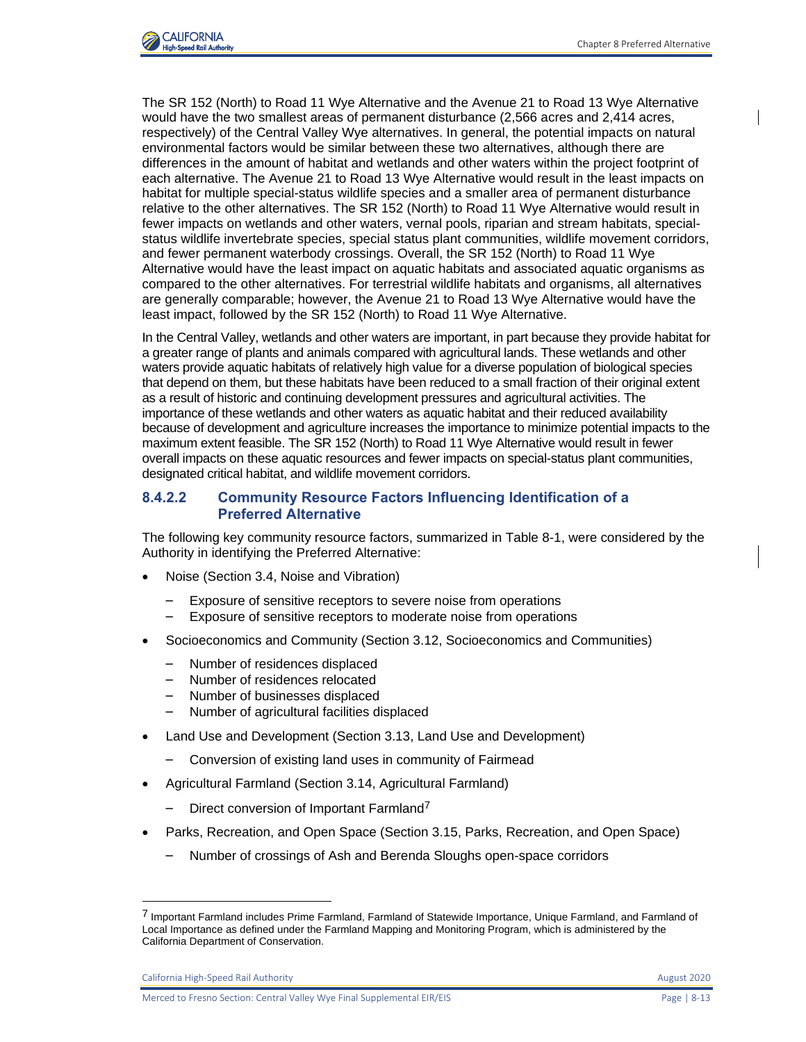The SR 152 (North) to Road 11 Wye Alternative and the Avenue 21 to Road 13 Wye Alternative would have the two smallest areas of permanent disturbance (2,566 acres and 2,414 acres, respectively) of the Central Valley Wye alternatives. In general, the potential impacts on natural environmental factors would be similar between these two alternatives, although there are differences in the amount of habitat and wetlands and other waters within the project footprint of each alternative. The Avenue 21 to Road 13 Wye Alternative would result in the least impacts on habitat for multiple special-status wildlife species and a smaller area of permanent disturbance relative to the other alternatives. The SR 152 (North) to Road 11 Wye Alternative would result in fewer impacts on wetlands and other waters, vernal pools, riparian and stream habitats, special-status wildlife invertebrate species, special status plant communities, wildlife movement corridors, and fewer permanent waterbody crossings. Overall, the SR 152 (North) to Road 11 Wye Alternative would have the least impact on aquatic habitats and associated aquatic organisms as compared to the other alternatives. For terrestrial wildlife habitats and organisms, all alternatives are generally comparable; however, the Avenue 21 to Road 13 Wye Alternative would have the least impact, followed by the SR 152 (North) to Road 11 Wye Alternative.

In the Central Valley, wetlands and other waters are important, in part because they provide habitat for a greater range of plants and animals compared with agricultural lands. These wetlands and other waters provide aquatic habitats of relatively high value for a diverse population of biological species that depend on them, but these habitats have been reduced to a small fraction of their original extent as a result of historic and continuing development pressures and agricultural activities. The importance of these wetlands and other waters as aquatic habitat and their reduced availability because of development and agriculture increases the importance to minimize potential impacts to the maximum extent feasible. The SR 152 (North) to Road 11 Wye Alternative would result in fewer overall impacts on these aquatic resources and fewer impacts on special-status plant communities, designated critical habitat, and wildlife movement corridors.

#### 8.4.2.2 Community Resource Factors Influencing Identification of a Preferred Alternative

The following key community resource factors, summarized in Table 8-1, were considered by the Authority in identifying the Preferred Alternative:

- Noise (Section 3.4, Noise and Vibration)
  - Exposure of sensitive receptors to severe noise from operations
  - Exposure of sensitive receptors to moderate noise from operations
- Socioeconomics and Community (Section 3.12, Socioeconomics and Communities)
  - Number of residences displaced
  - Number of residences relocated
  - Number of businesses displaced
  - Number of agricultural facilities displaced
- Land Use and Development (Section 3.13, Land Use and Development)
  - Conversion of existing land uses in community of Fairmead
- Agricultural Farmland (Section 3.14, Agricultural Farmland)
  - Direct conversion of Important Farmland[7]
- Parks, Recreation, and Open Space (Section 3.15, Parks, Recreation, and Open Space)
  - Number of crossings of Ash and Berenda Sloughs open-space corridors

[7] Important Farmland includes Prime Farmland, Farmland of Statewide Importance, Unique Farmland, and Farmland of Local Importance as defined under the Farmland Mapping and Monitoring Program, which is administered by the California Department of Conservation.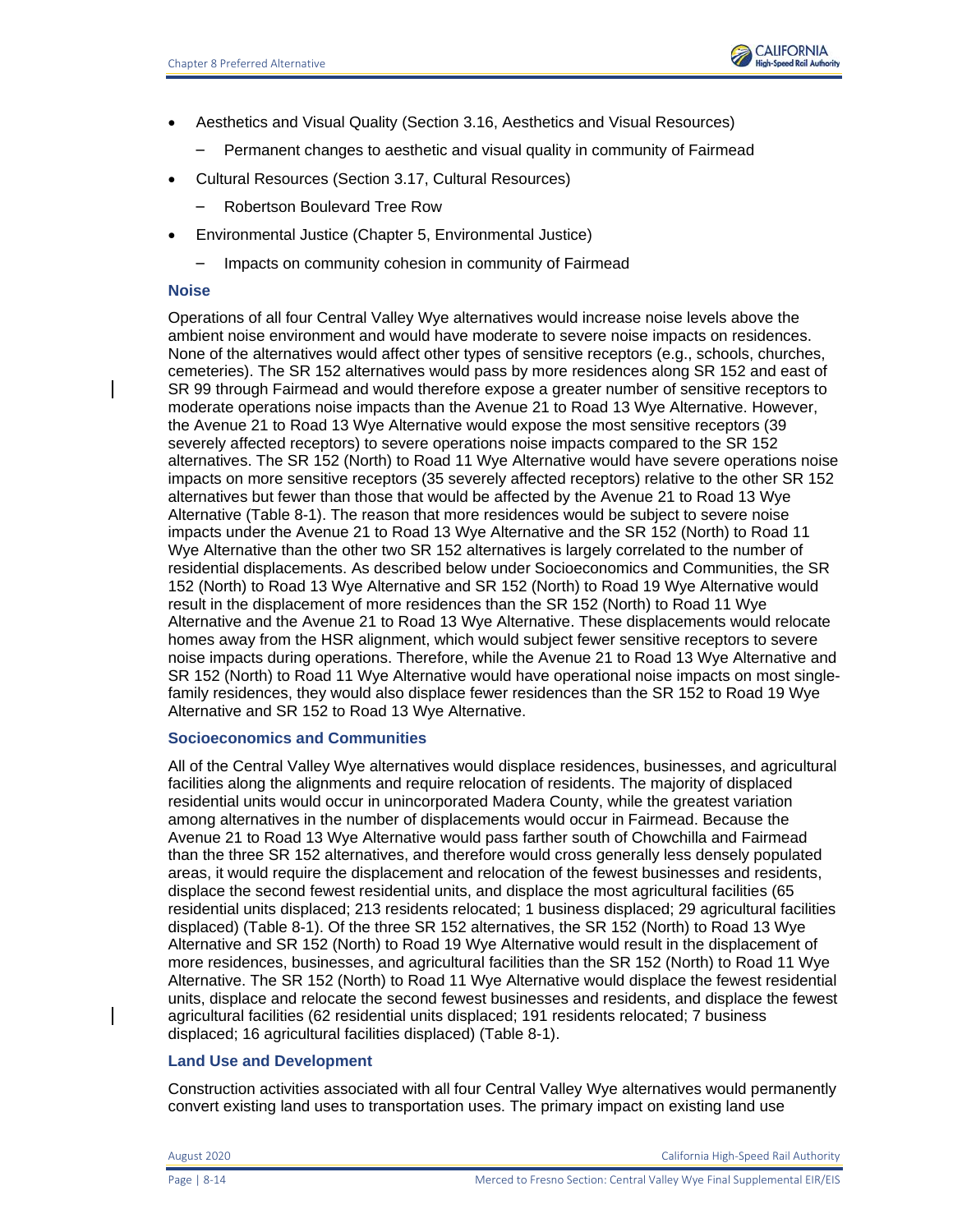- Aesthetics and Visual Quality (Section 3.16, Aesthetics and Visual Resources)
  - Permanent changes to aesthetic and visual quality in community of Fairmead
- Cultural Resources (Section 3.17, Cultural Resources)
  - Robertson Boulevard Tree Row
- Environmental Justice (Chapter 5, Environmental Justice)
  - Impacts on community cohesion in community of Fairmead

### Noise

Operations of all four Central Valley Wye alternatives would increase noise levels above the ambient noise environment and would have moderate to severe noise impacts on residences. None of the alternatives would affect other types of sensitive receptors (e.g., schools, churches, cemeteries). The SR 152 alternatives would pass by more residences along SR 152 and east of SR 99 through Fairmead and would therefore expose a greater number of sensitive receptors to moderate operations noise impacts than the Avenue 21 to Road 13 Wye Alternative. However, the Avenue 21 to Road 13 Wye Alternative would expose the most sensitive receptors (39 severely affected receptors) to severe operations noise impacts compared to the SR 152 alternatives. The SR 152 (North) to Road 11 Wye Alternative would have severe operations noise impacts on more sensitive receptors (35 severely affected receptors) relative to the other SR 152 alternatives but fewer than those that would be affected by the Avenue 21 to Road 13 Wye Alternative (Table 8-1). The reason that more residences would be subject to severe noise impacts under the Avenue 21 to Road 13 Wye Alternative and the SR 152 (North) to Road 11 Wye Alternative than the other two SR 152 alternatives is largely correlated to the number of residential displacements. As described below under Socioeconomics and Communities, the SR 152 (North) to Road 13 Wye Alternative and SR 152 (North) to Road 19 Wye Alternative would result in the displacement of more residences than the SR 152 (North) to Road 11 Wye Alternative and the Avenue 21 to Road 13 Wye Alternative. These displacements would relocate homes away from the HSR alignment, which would subject fewer sensitive receptors to severe noise impacts during operations. Therefore, while the Avenue 21 to Road 13 Wye Alternative and SR 152 (North) to Road 11 Wye Alternative would have operational noise impacts on most single-family residences, they would also displace fewer residences than the SR 152 to Road 19 Wye Alternative and SR 152 to Road 13 Wye Alternative.

### Socioeconomics and Communities

All of the Central Valley Wye alternatives would displace residences, businesses, and agricultural facilities along the alignments and require relocation of residents. The majority of displaced residential units would occur in unincorporated Madera County, while the greatest variation among alternatives in the number of displacements would occur in Fairmead. Because the Avenue 21 to Road 13 Wye Alternative would pass farther south of Chowchilla and Fairmead than the three SR 152 alternatives, and therefore would cross generally less densely populated areas, it would require the displacement and relocation of the fewest businesses and residents, displace the second fewest residential units, and displace the most agricultural facilities (65 residential units displaced; 213 residents relocated; 1 business displaced; 29 agricultural facilities displaced) (Table 8-1). Of the three SR 152 alternatives, the SR 152 (North) to Road 13 Wye Alternative and SR 152 (North) to Road 19 Wye Alternative would result in the displacement of more residences, businesses, and agricultural facilities than the SR 152 (North) to Road 11 Wye Alternative. The SR 152 (North) to Road 11 Wye Alternative would displace the fewest residential units, displace and relocate the second fewest businesses and residents, and displace the fewest agricultural facilities (62 residential units displaced; 191 residents relocated; 7 business displaced; 16 agricultural facilities displaced) (Table 8-1).

### Land Use and Development

Construction activities associated with all four Central Valley Wye alternatives would permanently convert existing land uses to transportation uses. The primary impact on existing land use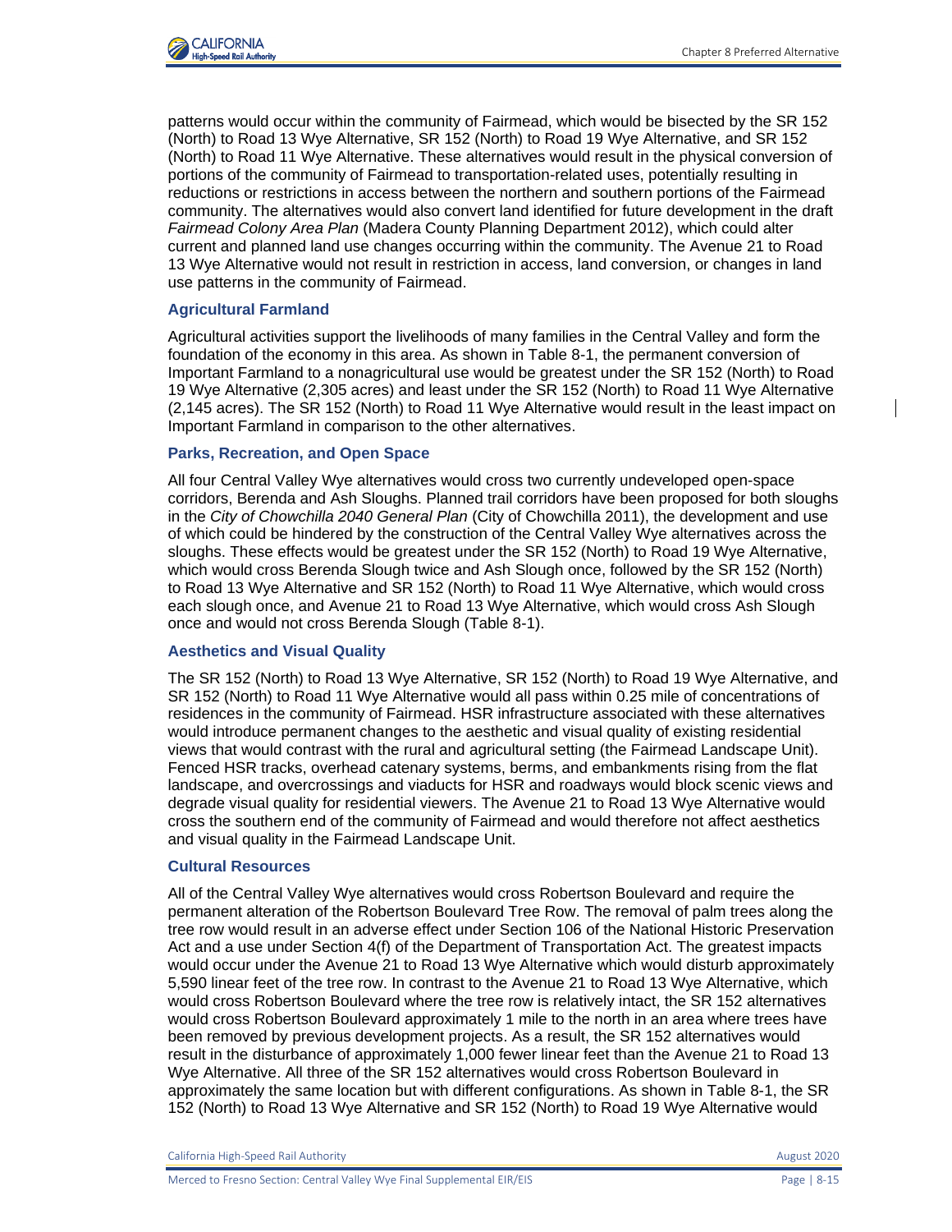patterns would occur within the community of Fairmead, which would be bisected by the SR 152 (North) to Road 13 Wye Alternative, SR 152 (North) to Road 19 Wye Alternative, and SR 152 (North) to Road 11 Wye Alternative. These alternatives would result in the physical conversion of portions of the community of Fairmead to transportation-related uses, potentially resulting in reductions or restrictions in access between the northern and southern portions of the Fairmead community. The alternatives would also convert land identified for future development in the draft *Fairmead Colony Area Plan* (Madera County Planning Department 2012), which could alter current and planned land use changes occurring within the community. The Avenue 21 to Road 13 Wye Alternative would not result in restriction in access, land conversion, or changes in land use patterns in the community of Fairmead.

### Agricultural Farmland

Agricultural activities support the livelihoods of many families in the Central Valley and form the foundation of the economy in this area. As shown in Table 8-1, the permanent conversion of Important Farmland to a nonagricultural use would be greatest under the SR 152 (North) to Road 19 Wye Alternative (2,305 acres) and least under the SR 152 (North) to Road 11 Wye Alternative (2,145 acres). The SR 152 (North) to Road 11 Wye Alternative would result in the least impact on Important Farmland in comparison to the other alternatives.

### Parks, Recreation, and Open Space

All four Central Valley Wye alternatives would cross two currently undeveloped open-space corridors, Berenda and Ash Sloughs. Planned trail corridors have been proposed for both sloughs in the *City of Chowchilla 2040 General Plan* (City of Chowchilla 2011), the development and use of which could be hindered by the construction of the Central Valley Wye alternatives across the sloughs. These effects would be greatest under the SR 152 (North) to Road 19 Wye Alternative, which would cross Berenda Slough twice and Ash Slough once, followed by the SR 152 (North) to Road 13 Wye Alternative and SR 152 (North) to Road 11 Wye Alternative, which would cross each slough once, and Avenue 21 to Road 13 Wye Alternative, which would cross Ash Slough once and would not cross Berenda Slough (Table 8-1).

### Aesthetics and Visual Quality

The SR 152 (North) to Road 13 Wye Alternative, SR 152 (North) to Road 19 Wye Alternative, and SR 152 (North) to Road 11 Wye Alternative would all pass within 0.25 mile of concentrations of residences in the community of Fairmead. HSR infrastructure associated with these alternatives would introduce permanent changes to the aesthetic and visual quality of existing residential views that would contrast with the rural and agricultural setting (the Fairmead Landscape Unit). Fenced HSR tracks, overhead catenary systems, berms, and embankments rising from the flat landscape, and overcrossings and viaducts for HSR and roadways would block scenic views and degrade visual quality for residential viewers. The Avenue 21 to Road 13 Wye Alternative would cross the southern end of the community of Fairmead and would therefore not affect aesthetics and visual quality in the Fairmead Landscape Unit.

### Cultural Resources

All of the Central Valley Wye alternatives would cross Robertson Boulevard and require the permanent alteration of the Robertson Boulevard Tree Row. The removal of palm trees along the tree row would result in an adverse effect under Section 106 of the National Historic Preservation Act and a use under Section 4(f) of the Department of Transportation Act. The greatest impacts would occur under the Avenue 21 to Road 13 Wye Alternative which would disturb approximately 5,590 linear feet of the tree row. In contrast to the Avenue 21 to Road 13 Wye Alternative, which would cross Robertson Boulevard where the tree row is relatively intact, the SR 152 alternatives would cross Robertson Boulevard approximately 1 mile to the north in an area where trees have been removed by previous development projects. As a result, the SR 152 alternatives would result in the disturbance of approximately 1,000 fewer linear feet than the Avenue 21 to Road 13 Wye Alternative. All three of the SR 152 alternatives would cross Robertson Boulevard in approximately the same location but with different configurations. As shown in Table 8-1, the SR 152 (North) to Road 13 Wye Alternative and SR 152 (North) to Road 19 Wye Alternative would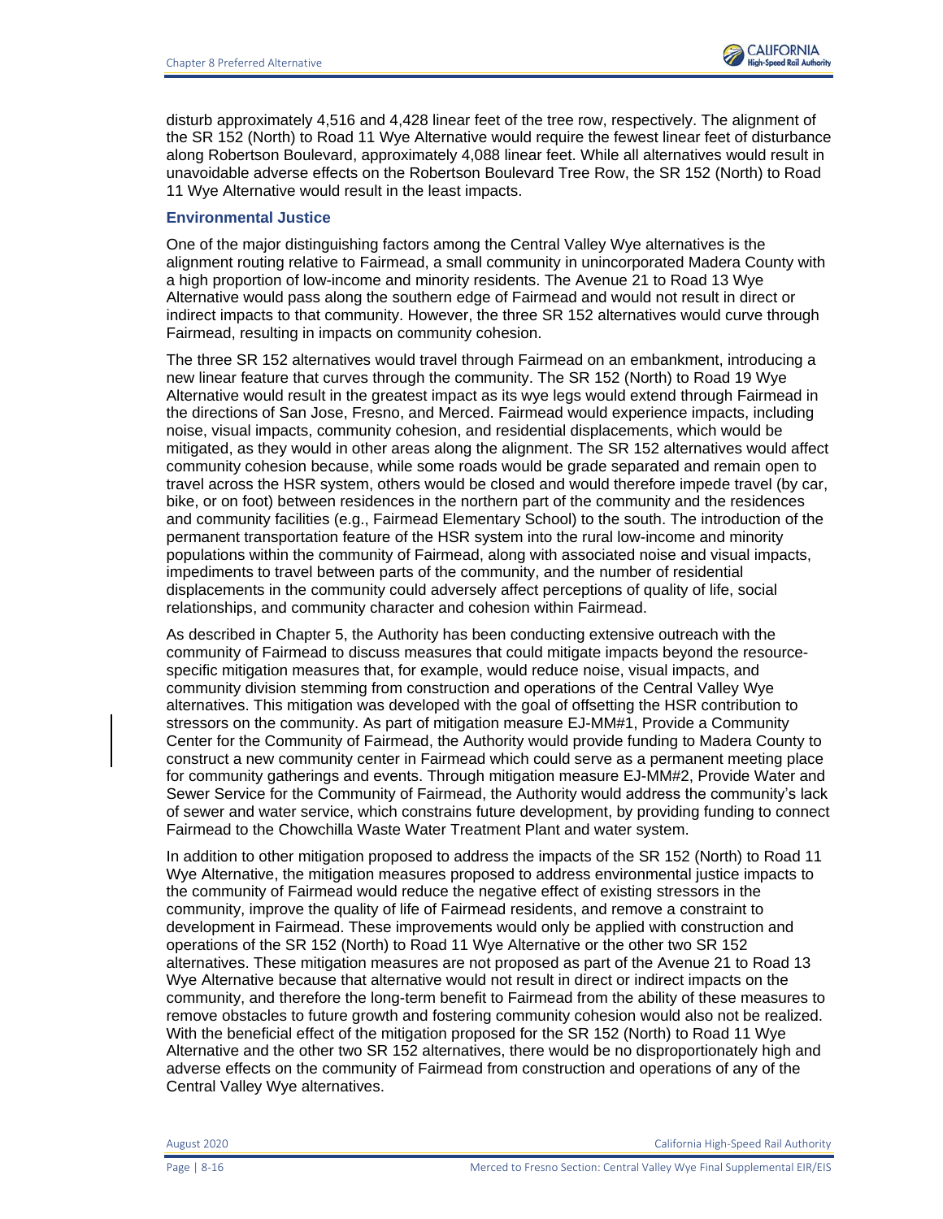disturb approximately 4,516 and 4,428 linear feet of the tree row, respectively. The alignment of the SR 152 (North) to Road 11 Wye Alternative would require the fewest linear feet of disturbance along Robertson Boulevard, approximately 4,088 linear feet. While all alternatives would result in unavoidable adverse effects on the Robertson Boulevard Tree Row, the SR 152 (North) to Road 11 Wye Alternative would result in the least impacts.

### Environmental Justice

One of the major distinguishing factors among the Central Valley Wye alternatives is the alignment routing relative to Fairmead, a small community in unincorporated Madera County with a high proportion of low-income and minority residents. The Avenue 21 to Road 13 Wye Alternative would pass along the southern edge of Fairmead and would not result in direct or indirect impacts to that community. However, the three SR 152 alternatives would curve through Fairmead, resulting in impacts on community cohesion.

The three SR 152 alternatives would travel through Fairmead on an embankment, introducing a new linear feature that curves through the community. The SR 152 (North) to Road 19 Wye Alternative would result in the greatest impact as its wye legs would extend through Fairmead in the directions of San Jose, Fresno, and Merced. Fairmead would experience impacts, including noise, visual impacts, community cohesion, and residential displacements, which would be mitigated, as they would in other areas along the alignment. The SR 152 alternatives would affect community cohesion because, while some roads would be grade separated and remain open to travel across the HSR system, others would be closed and would therefore impede travel (by car, bike, or on foot) between residences in the northern part of the community and the residences and community facilities (e.g., Fairmead Elementary School) to the south. The introduction of the permanent transportation feature of the HSR system into the rural low-income and minority populations within the community of Fairmead, along with associated noise and visual impacts, impediments to travel between parts of the community, and the number of residential displacements in the community could adversely affect perceptions of quality of life, social relationships, and community character and cohesion within Fairmead.

As described in Chapter 5, the Authority has been conducting extensive outreach with the community of Fairmead to discuss measures that could mitigate impacts beyond the resource-specific mitigation measures that, for example, would reduce noise, visual impacts, and community division stemming from construction and operations of the Central Valley Wye alternatives. This mitigation was developed with the goal of offsetting the HSR contribution to stressors on the community. As part of mitigation measure EJ-MM#1, Provide a Community Center for the Community of Fairmead, the Authority would provide funding to Madera County to construct a new community center in Fairmead which could serve as a permanent meeting place for community gatherings and events. Through mitigation measure EJ-MM#2, Provide Water and Sewer Service for the Community of Fairmead, the Authority would address the community's lack of sewer and water service, which constrains future development, by providing funding to connect Fairmead to the Chowchilla Waste Water Treatment Plant and water system.

In addition to other mitigation proposed to address the impacts of the SR 152 (North) to Road 11 Wye Alternative, the mitigation measures proposed to address environmental justice impacts to the community of Fairmead would reduce the negative effect of existing stressors in the community, improve the quality of life of Fairmead residents, and remove a constraint to development in Fairmead. These improvements would only be applied with construction and operations of the SR 152 (North) to Road 11 Wye Alternative or the other two SR 152 alternatives. These mitigation measures are not proposed as part of the Avenue 21 to Road 13 Wye Alternative because that alternative would not result in direct or indirect impacts on the community, and therefore the long-term benefit to Fairmead from the ability of these measures to remove obstacles to future growth and fostering community cohesion would also not be realized. With the beneficial effect of the mitigation proposed for the SR 152 (North) to Road 11 Wye Alternative and the other two SR 152 alternatives, there would be no disproportionately high and adverse effects on the community of Fairmead from construction and operations of any of the Central Valley Wye alternatives.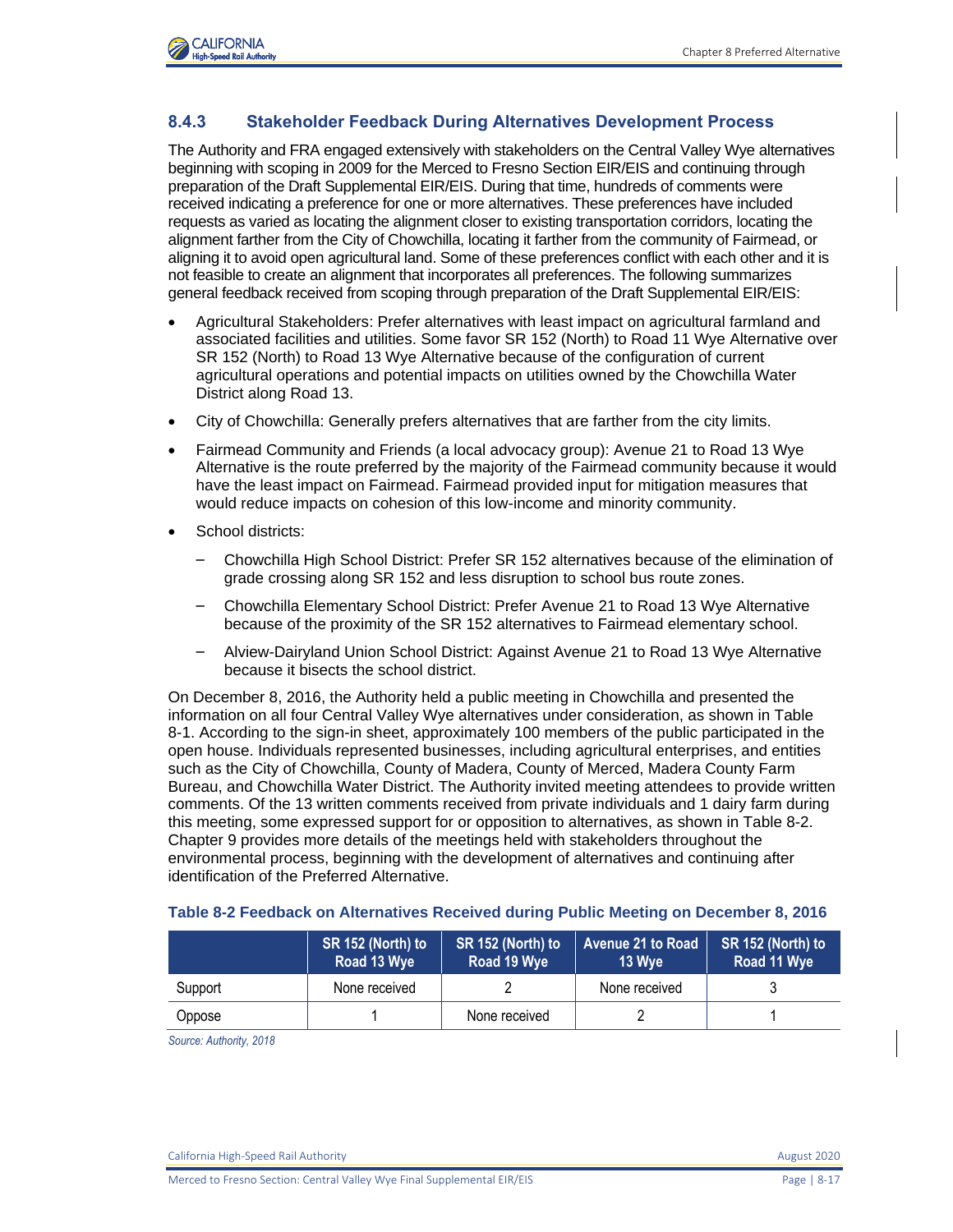### 8.4.3 Stakeholder Feedback During Alternatives Development Process

The Authority and FRA engaged extensively with stakeholders on the Central Valley Wye alternatives beginning with scoping in 2009 for the Merced to Fresno Section EIR/EIS and continuing through preparation of the Draft Supplemental EIR/EIS. During that time, hundreds of comments were received indicating a preference for one or more alternatives. These preferences have included requests as varied as locating the alignment closer to existing transportation corridors, locating the alignment farther from the City of Chowchilla, locating it farther from the community of Fairmead, or aligning it to avoid open agricultural land. Some of these preferences conflict with each other and it is not feasible to create an alignment that incorporates all preferences. The following summarizes general feedback received from scoping through preparation of the Draft Supplemental EIR/EIS:

- Agricultural Stakeholders: Prefer alternatives with least impact on agricultural farmland and associated facilities and utilities. Some favor SR 152 (North) to Road 11 Wye Alternative over SR 152 (North) to Road 13 Wye Alternative because of the configuration of current agricultural operations and potential impacts on utilities owned by the Chowchilla Water District along Road 13.
- City of Chowchilla: Generally prefers alternatives that are farther from the city limits.
- Fairmead Community and Friends (a local advocacy group): Avenue 21 to Road 13 Wye Alternative is the route preferred by the majority of the Fairmead community because it would have the least impact on Fairmead. Fairmead provided input for mitigation measures that would reduce impacts on cohesion of this low-income and minority community.
- School districts:
  - Chowchilla High School District: Prefer SR 152 alternatives because of the elimination of grade crossing along SR 152 and less disruption to school bus route zones.
  - Chowchilla Elementary School District: Prefer Avenue 21 to Road 13 Wye Alternative because of the proximity of the SR 152 alternatives to Fairmead elementary school.
  - Alview-Dairyland Union School District: Against Avenue 21 to Road 13 Wye Alternative because it bisects the school district.

On December 8, 2016, the Authority held a public meeting in Chowchilla and presented the information on all four Central Valley Wye alternatives under consideration, as shown in Table 8-1. According to the sign-in sheet, approximately 100 members of the public participated in the open house. Individuals represented businesses, including agricultural enterprises, and entities such as the City of Chowchilla, County of Madera, County of Merced, Madera County Farm Bureau, and Chowchilla Water District. The Authority invited meeting attendees to provide written comments. Of the 13 written comments received from private individuals and 1 dairy farm during this meeting, some expressed support for or opposition to alternatives, as shown in Table 8-2. Chapter 9 provides more details of the meetings held with stakeholders throughout the environmental process, beginning with the development of alternatives and continuing after identification of the Preferred Alternative.

**Table 8-2 Feedback on Alternatives Received during Public Meeting on December 8, 2016**

| | SR 152 (North) to Road 13 Wye | SR 152 (North) to Road 19 Wye | Avenue 21 to Road 13 Wye | SR 152 (North) to Road 11 Wye |
|---|---|---|---|---|
| Support | None received | 2 | None received | 3 |
| Oppose | 1 | None received | 2 | 1 |

*Source: Authority, 2018*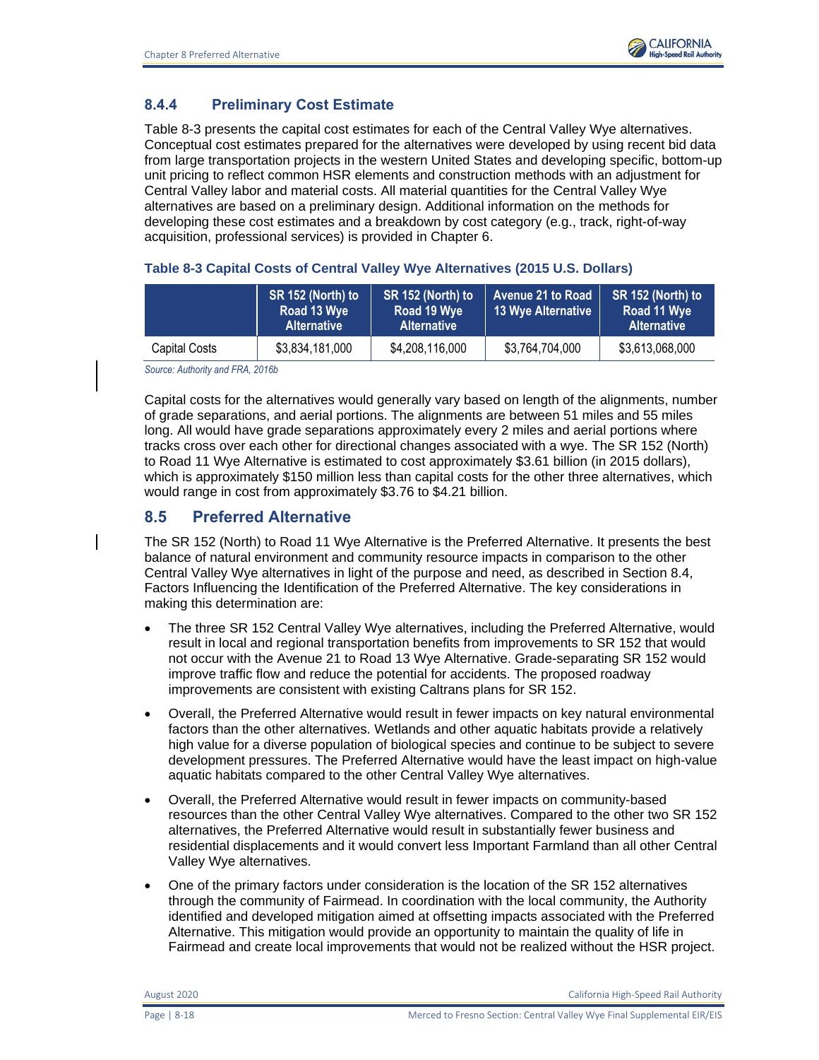### 8.4.4 Preliminary Cost Estimate

Table 8-3 presents the capital cost estimates for each of the Central Valley Wye alternatives. Conceptual cost estimates prepared for the alternatives were developed by using recent bid data from large transportation projects in the western United States and developing specific, bottom-up unit pricing to reflect common HSR elements and construction methods with an adjustment for Central Valley labor and material costs. All material quantities for the Central Valley Wye alternatives are based on a preliminary design. Additional information on the methods for developing these cost estimates and a breakdown by cost category (e.g., track, right-of-way acquisition, professional services) is provided in Chapter 6.

**Table 8-3 Capital Costs of Central Valley Wye Alternatives (2015 U.S. Dollars)**

| | SR 152 (North) to Road 13 Wye Alternative | SR 152 (North) to Road 19 Wye Alternative | Avenue 21 to Road 13 Wye Alternative | SR 152 (North) to Road 11 Wye Alternative |
|---|---|---|---|---|
| Capital Costs | $3,834,181,000 | $4,208,116,000 | $3,764,704,000 | $3,613,068,000 |

*Source: Authority and FRA, 2016b*

Capital costs for the alternatives would generally vary based on length of the alignments, number of grade separations, and aerial portions. The alignments are between 51 miles and 55 miles long. All would have grade separations approximately every 2 miles and aerial portions where tracks cross over each other for directional changes associated with a wye. The SR 152 (North) to Road 11 Wye Alternative is estimated to cost approximately $3.61 billion (in 2015 dollars), which is approximately $150 million less than capital costs for the other three alternatives, which would range in cost from approximately $3.76 to $4.21 billion.

## 8.5 Preferred Alternative

The SR 152 (North) to Road 11 Wye Alternative is the Preferred Alternative. It presents the best balance of natural environment and community resource impacts in comparison to the other Central Valley Wye alternatives in light of the purpose and need, as described in Section 8.4, Factors Influencing the Identification of the Preferred Alternative. The key considerations in making this determination are:

- The three SR 152 Central Valley Wye alternatives, including the Preferred Alternative, would result in local and regional transportation benefits from improvements to SR 152 that would not occur with the Avenue 21 to Road 13 Wye Alternative. Grade-separating SR 152 would improve traffic flow and reduce the potential for accidents. The proposed roadway improvements are consistent with existing Caltrans plans for SR 152.
- Overall, the Preferred Alternative would result in fewer impacts on key natural environmental factors than the other alternatives. Wetlands and other aquatic habitats provide a relatively high value for a diverse population of biological species and continue to be subject to severe development pressures. The Preferred Alternative would have the least impact on high-value aquatic habitats compared to the other Central Valley Wye alternatives.
- Overall, the Preferred Alternative would result in fewer impacts on community-based resources than the other Central Valley Wye alternatives. Compared to the other two SR 152 alternatives, the Preferred Alternative would result in substantially fewer business and residential displacements and it would convert less Important Farmland than all other Central Valley Wye alternatives.
- One of the primary factors under consideration is the location of the SR 152 alternatives through the community of Fairmead. In coordination with the local community, the Authority identified and developed mitigation aimed at offsetting impacts associated with the Preferred Alternative. This mitigation would provide an opportunity to maintain the quality of life in Fairmead and create local improvements that would not be realized without the HSR project.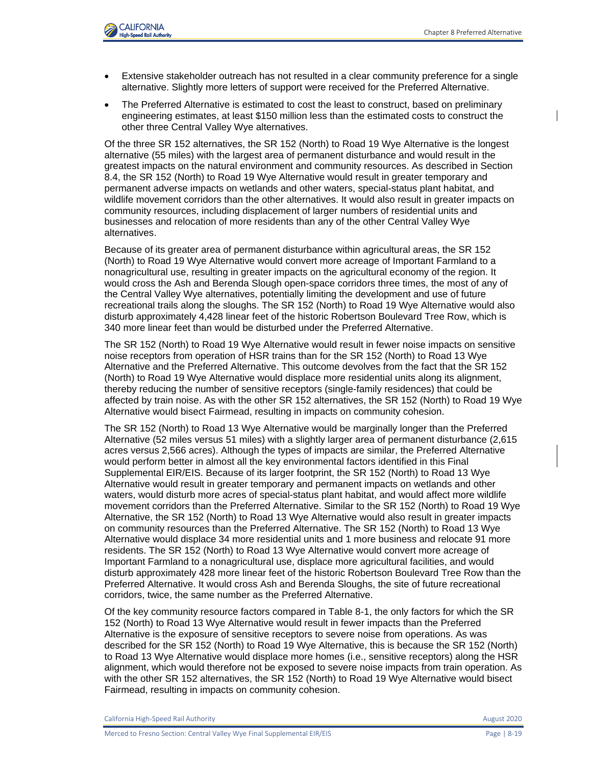- Extensive stakeholder outreach has not resulted in a clear community preference for a single alternative. Slightly more letters of support were received for the Preferred Alternative.
- The Preferred Alternative is estimated to cost the least to construct, based on preliminary engineering estimates, at least $150 million less than the estimated costs to construct the other three Central Valley Wye alternatives.

Of the three SR 152 alternatives, the SR 152 (North) to Road 19 Wye Alternative is the longest alternative (55 miles) with the largest area of permanent disturbance and would result in the greatest impacts on the natural environment and community resources. As described in Section 8.4, the SR 152 (North) to Road 19 Wye Alternative would result in greater temporary and permanent adverse impacts on wetlands and other waters, special-status plant habitat, and wildlife movement corridors than the other alternatives. It would also result in greater impacts on community resources, including displacement of larger numbers of residential units and businesses and relocation of more residents than any of the other Central Valley Wye alternatives.

Because of its greater area of permanent disturbance within agricultural areas, the SR 152 (North) to Road 19 Wye Alternative would convert more acreage of Important Farmland to a nonagricultural use, resulting in greater impacts on the agricultural economy of the region. It would cross the Ash and Berenda Slough open-space corridors three times, the most of any of the Central Valley Wye alternatives, potentially limiting the development and use of future recreational trails along the sloughs. The SR 152 (North) to Road 19 Wye Alternative would also disturb approximately 4,428 linear feet of the historic Robertson Boulevard Tree Row, which is 340 more linear feet than would be disturbed under the Preferred Alternative.

The SR 152 (North) to Road 19 Wye Alternative would result in fewer noise impacts on sensitive noise receptors from operation of HSR trains than for the SR 152 (North) to Road 13 Wye Alternative and the Preferred Alternative. This outcome devolves from the fact that the SR 152 (North) to Road 19 Wye Alternative would displace more residential units along its alignment, thereby reducing the number of sensitive receptors (single-family residences) that could be affected by train noise. As with the other SR 152 alternatives, the SR 152 (North) to Road 19 Wye Alternative would bisect Fairmead, resulting in impacts on community cohesion.

The SR 152 (North) to Road 13 Wye Alternative would be marginally longer than the Preferred Alternative (52 miles versus 51 miles) with a slightly larger area of permanent disturbance (2,615 acres versus 2,566 acres). Although the types of impacts are similar, the Preferred Alternative would perform better in almost all the key environmental factors identified in this Final Supplemental EIR/EIS. Because of its larger footprint, the SR 152 (North) to Road 13 Wye Alternative would result in greater temporary and permanent impacts on wetlands and other waters, would disturb more acres of special-status plant habitat, and would affect more wildlife movement corridors than the Preferred Alternative. Similar to the SR 152 (North) to Road 19 Wye Alternative, the SR 152 (North) to Road 13 Wye Alternative would also result in greater impacts on community resources than the Preferred Alternative. The SR 152 (North) to Road 13 Wye Alternative would displace 34 more residential units and 1 more business and relocate 91 more residents. The SR 152 (North) to Road 13 Wye Alternative would convert more acreage of Important Farmland to a nonagricultural use, displace more agricultural facilities, and would disturb approximately 428 more linear feet of the historic Robertson Boulevard Tree Row than the Preferred Alternative. It would cross Ash and Berenda Sloughs, the site of future recreational corridors, twice, the same number as the Preferred Alternative.

Of the key community resource factors compared in Table 8-1, the only factors for which the SR 152 (North) to Road 13 Wye Alternative would result in fewer impacts than the Preferred Alternative is the exposure of sensitive receptors to severe noise from operations. As was described for the SR 152 (North) to Road 19 Wye Alternative, this is because the SR 152 (North) to Road 13 Wye Alternative would displace more homes (i.e., sensitive receptors) along the HSR alignment, which would therefore not be exposed to severe noise impacts from train operation. As with the other SR 152 alternatives, the SR 152 (North) to Road 19 Wye Alternative would bisect Fairmead, resulting in impacts on community cohesion.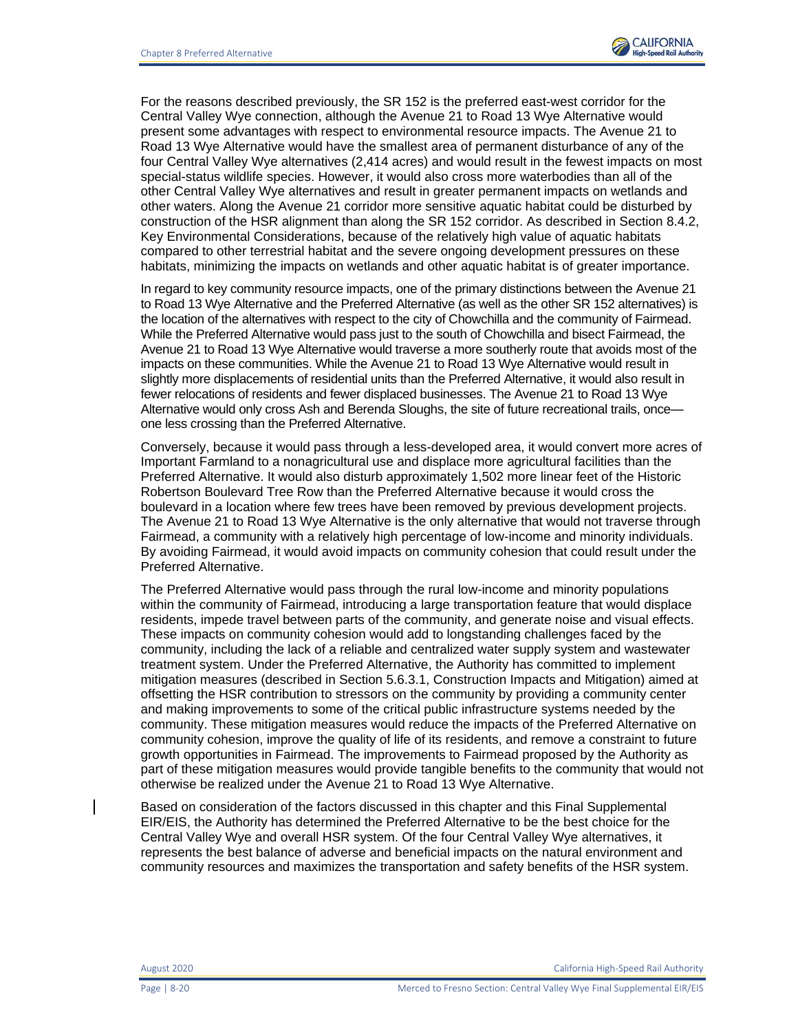For the reasons described previously, the SR 152 is the preferred east-west corridor for the Central Valley Wye connection, although the Avenue 21 to Road 13 Wye Alternative would present some advantages with respect to environmental resource impacts. The Avenue 21 to Road 13 Wye Alternative would have the smallest area of permanent disturbance of any of the four Central Valley Wye alternatives (2,414 acres) and would result in the fewest impacts on most special-status wildlife species. However, it would also cross more waterbodies than all of the other Central Valley Wye alternatives and result in greater permanent impacts on wetlands and other waters. Along the Avenue 21 corridor more sensitive aquatic habitat could be disturbed by construction of the HSR alignment than along the SR 152 corridor. As described in Section 8.4.2, Key Environmental Considerations, because of the relatively high value of aquatic habitats compared to other terrestrial habitat and the severe ongoing development pressures on these habitats, minimizing the impacts on wetlands and other aquatic habitat is of greater importance.

In regard to key community resource impacts, one of the primary distinctions between the Avenue 21 to Road 13 Wye Alternative and the Preferred Alternative (as well as the other SR 152 alternatives) is the location of the alternatives with respect to the city of Chowchilla and the community of Fairmead. While the Preferred Alternative would pass just to the south of Chowchilla and bisect Fairmead, the Avenue 21 to Road 13 Wye Alternative would traverse a more southerly route that avoids most of the impacts on these communities. While the Avenue 21 to Road 13 Wye Alternative would result in slightly more displacements of residential units than the Preferred Alternative, it would also result in fewer relocations of residents and fewer displaced businesses. The Avenue 21 to Road 13 Wye Alternative would only cross Ash and Berenda Sloughs, the site of future recreational trails, once—one less crossing than the Preferred Alternative.

Conversely, because it would pass through a less-developed area, it would convert more acres of Important Farmland to a nonagricultural use and displace more agricultural facilities than the Preferred Alternative. It would also disturb approximately 1,502 more linear feet of the Historic Robertson Boulevard Tree Row than the Preferred Alternative because it would cross the boulevard in a location where few trees have been removed by previous development projects. The Avenue 21 to Road 13 Wye Alternative is the only alternative that would not traverse through Fairmead, a community with a relatively high percentage of low-income and minority individuals. By avoiding Fairmead, it would avoid impacts on community cohesion that could result under the Preferred Alternative.

The Preferred Alternative would pass through the rural low-income and minority populations within the community of Fairmead, introducing a large transportation feature that would displace residents, impede travel between parts of the community, and generate noise and visual effects. These impacts on community cohesion would add to longstanding challenges faced by the community, including the lack of a reliable and centralized water supply system and wastewater treatment system. Under the Preferred Alternative, the Authority has committed to implement mitigation measures (described in Section 5.6.3.1, Construction Impacts and Mitigation) aimed at offsetting the HSR contribution to stressors on the community by providing a community center and making improvements to some of the critical public infrastructure systems needed by the community. These mitigation measures would reduce the impacts of the Preferred Alternative on community cohesion, improve the quality of life of its residents, and remove a constraint to future growth opportunities in Fairmead. The improvements to Fairmead proposed by the Authority as part of these mitigation measures would provide tangible benefits to the community that would not otherwise be realized under the Avenue 21 to Road 13 Wye Alternative.

Based on consideration of the factors discussed in this chapter and this Final Supplemental EIR/EIS, the Authority has determined the Preferred Alternative to be the best choice for the Central Valley Wye and overall HSR system. Of the four Central Valley Wye alternatives, it represents the best balance of adverse and beneficial impacts on the natural environment and community resources and maximizes the transportation and safety benefits of the HSR system.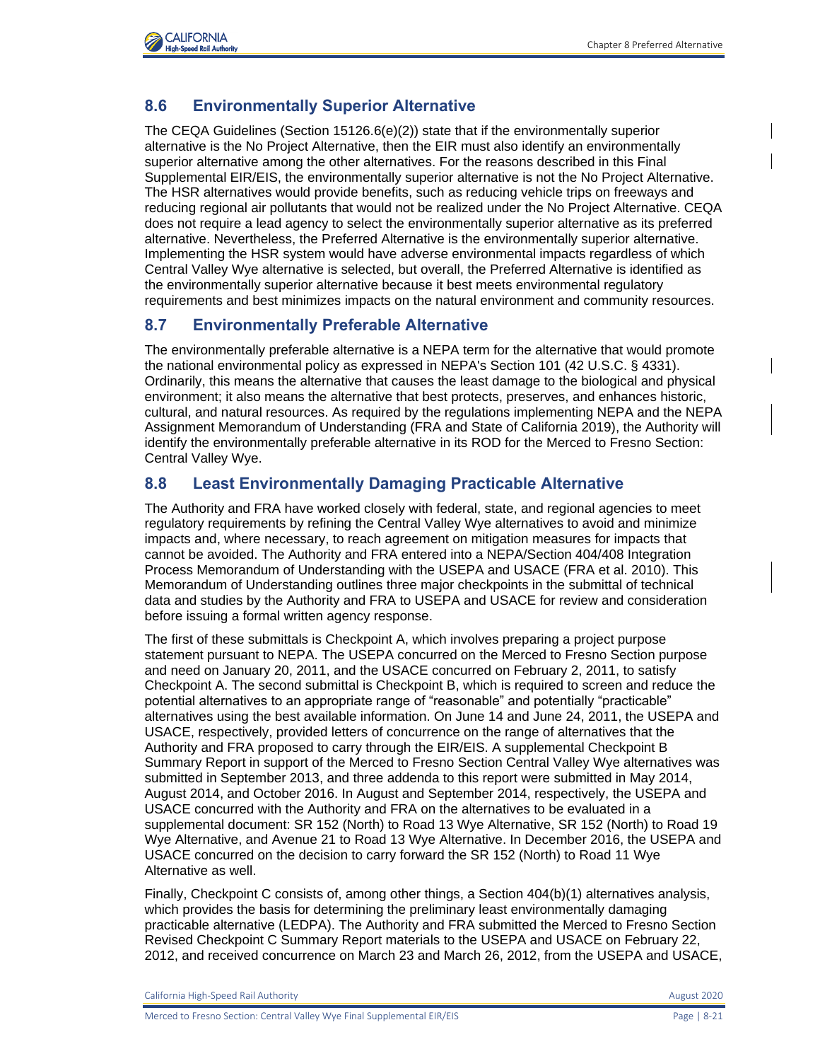## 8.6 Environmentally Superior Alternative

The CEQA Guidelines (Section 15126.6(e)(2)) state that if the environmentally superior alternative is the No Project Alternative, then the EIR must also identify an environmentally superior alternative among the other alternatives. For the reasons described in this Final Supplemental EIR/EIS, the environmentally superior alternative is not the No Project Alternative. The HSR alternatives would provide benefits, such as reducing vehicle trips on freeways and reducing regional air pollutants that would not be realized under the No Project Alternative. CEQA does not require a lead agency to select the environmentally superior alternative as its preferred alternative. Nevertheless, the Preferred Alternative is the environmentally superior alternative. Implementing the HSR system would have adverse environmental impacts regardless of which Central Valley Wye alternative is selected, but overall, the Preferred Alternative is identified as the environmentally superior alternative because it best meets environmental regulatory requirements and best minimizes impacts on the natural environment and community resources.

## 8.7 Environmentally Preferable Alternative

The environmentally preferable alternative is a NEPA term for the alternative that would promote the national environmental policy as expressed in NEPA's Section 101 (42 U.S.C. § 4331). Ordinarily, this means the alternative that causes the least damage to the biological and physical environment; it also means the alternative that best protects, preserves, and enhances historic, cultural, and natural resources. As required by the regulations implementing NEPA and the NEPA Assignment Memorandum of Understanding (FRA and State of California 2019), the Authority will identify the environmentally preferable alternative in its ROD for the Merced to Fresno Section: Central Valley Wye.

## 8.8 Least Environmentally Damaging Practicable Alternative

The Authority and FRA have worked closely with federal, state, and regional agencies to meet regulatory requirements by refining the Central Valley Wye alternatives to avoid and minimize impacts and, where necessary, to reach agreement on mitigation measures for impacts that cannot be avoided. The Authority and FRA entered into a NEPA/Section 404/408 Integration Process Memorandum of Understanding with the USEPA and USACE (FRA et al. 2010). This Memorandum of Understanding outlines three major checkpoints in the submittal of technical data and studies by the Authority and FRA to USEPA and USACE for review and consideration before issuing a formal written agency response.

The first of these submittals is Checkpoint A, which involves preparing a project purpose statement pursuant to NEPA. The USEPA concurred on the Merced to Fresno Section purpose and need on January 20, 2011, and the USACE concurred on February 2, 2011, to satisfy Checkpoint A. The second submittal is Checkpoint B, which is required to screen and reduce the potential alternatives to an appropriate range of "reasonable" and potentially "practicable" alternatives using the best available information. On June 14 and June 24, 2011, the USEPA and USACE, respectively, provided letters of concurrence on the range of alternatives that the Authority and FRA proposed to carry through the EIR/EIS. A supplemental Checkpoint B Summary Report in support of the Merced to Fresno Section Central Valley Wye alternatives was submitted in September 2013, and three addenda to this report were submitted in May 2014, August 2014, and October 2016. In August and September 2014, respectively, the USEPA and USACE concurred with the Authority and FRA on the alternatives to be evaluated in a supplemental document: SR 152 (North) to Road 13 Wye Alternative, SR 152 (North) to Road 19 Wye Alternative, and Avenue 21 to Road 13 Wye Alternative. In December 2016, the USEPA and USACE concurred on the decision to carry forward the SR 152 (North) to Road 11 Wye Alternative as well.

Finally, Checkpoint C consists of, among other things, a Section 404(b)(1) alternatives analysis, which provides the basis for determining the preliminary least environmentally damaging practicable alternative (LEDPA). The Authority and FRA submitted the Merced to Fresno Section Revised Checkpoint C Summary Report materials to the USEPA and USACE on February 22, 2012, and received concurrence on March 23 and March 26, 2012, from the USEPA and USACE,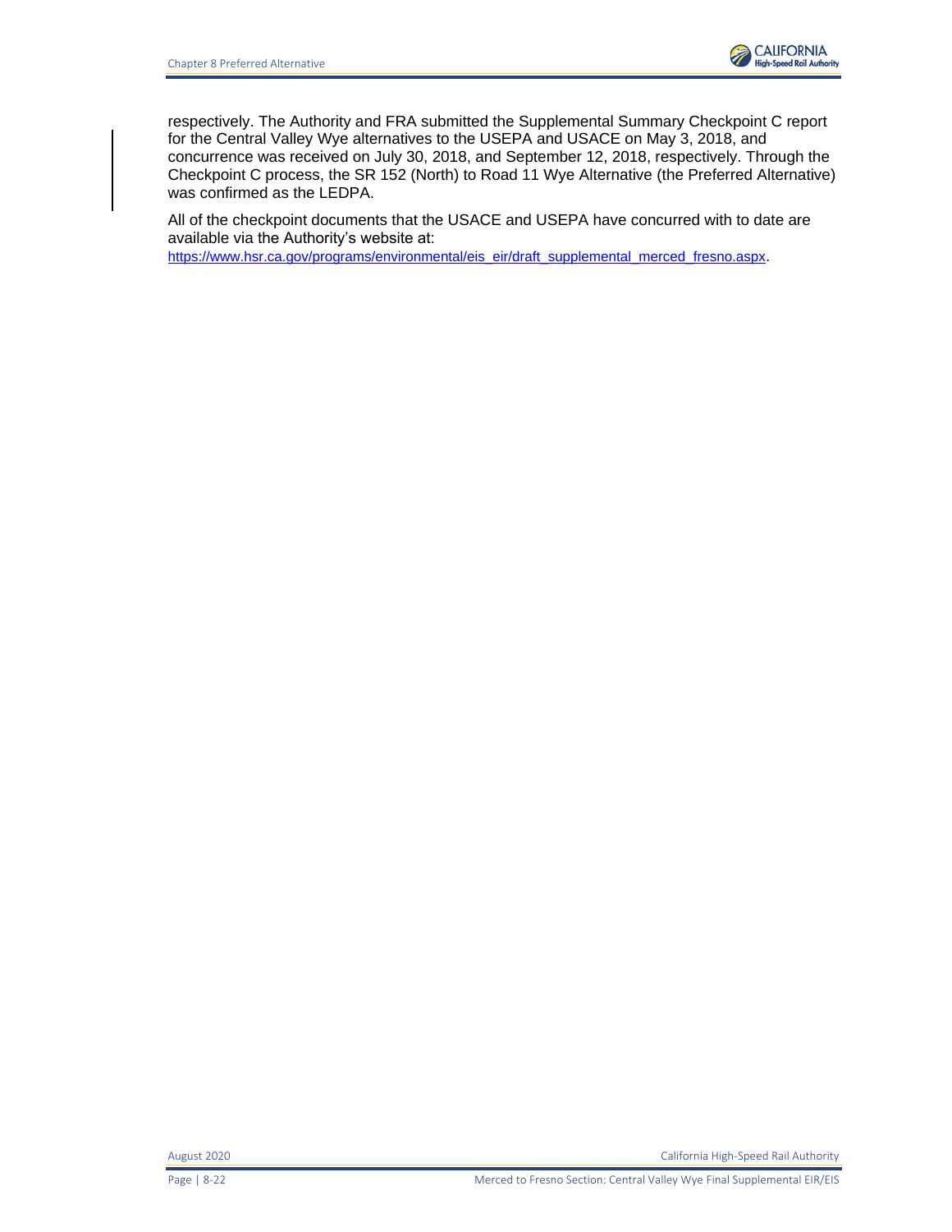respectively. The Authority and FRA submitted the Supplemental Summary Checkpoint C report for the Central Valley Wye alternatives to the USEPA and USACE on May 3, 2018, and concurrence was received on July 30, 2018, and September 12, 2018, respectively. Through the Checkpoint C process, the SR 152 (North) to Road 11 Wye Alternative (the Preferred Alternative) was confirmed as the LEDPA.

All of the checkpoint documents that the USACE and USEPA have concurred with to date are available via the Authority's website at: https://www.hsr.ca.gov/programs/environmental/eis_eir/draft_supplemental_merced_fresno.aspx.